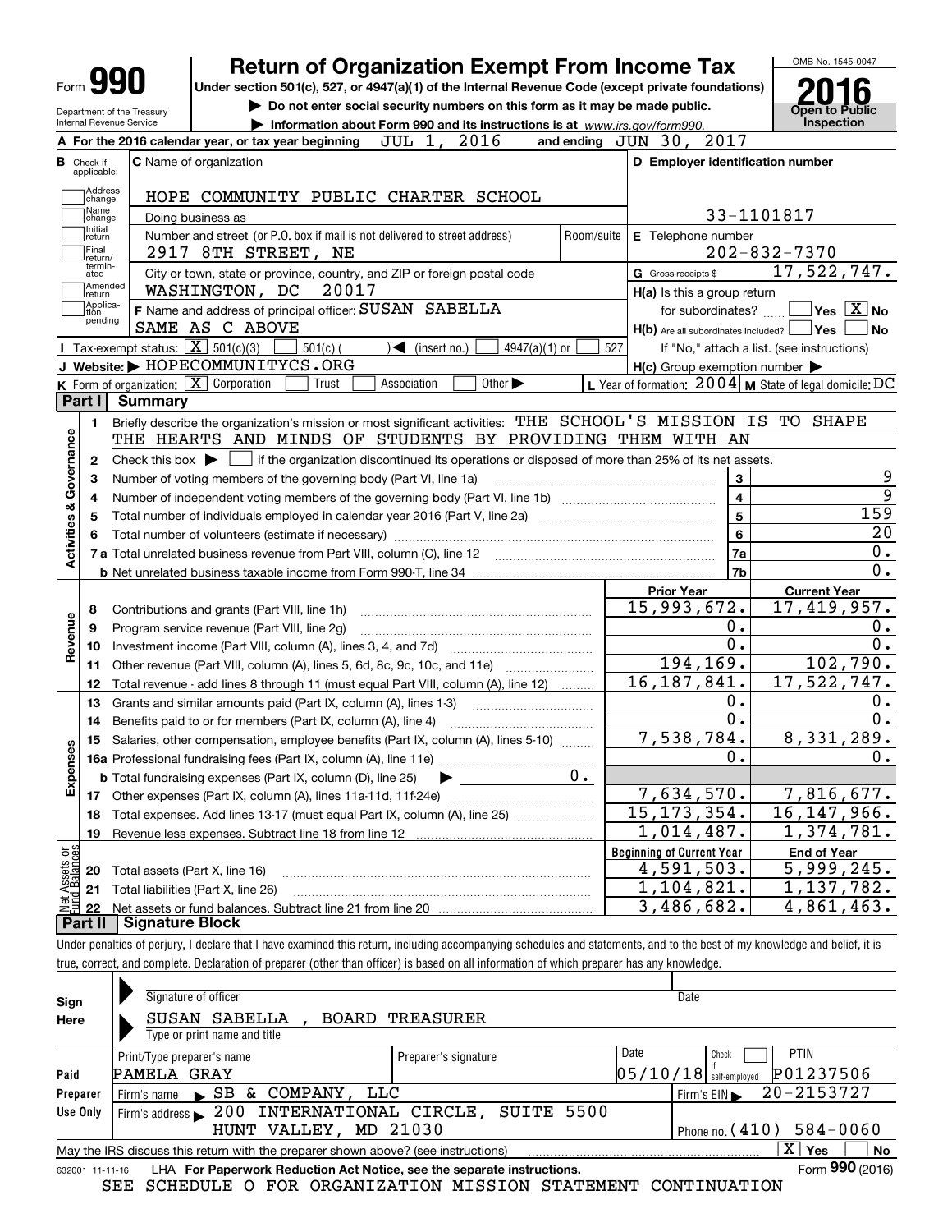# Form 990 — Return of Organization Exempt From Income Tax (2016)

Under section 501(c), 527, or 4947(a)(1) of the Internal Revenue Code (except private foundations)

▶ Do not enter social security numbers on this form as it may be made public.

▶ Information about Form 990 and its instructions is at www.irs.gov/form990.

Department of the Treasury
Internal Revenue Service

OMB No. 1545-0047

**2016** — Open to Public Inspection

**A** For the 2016 calendar year, or tax year beginning JUL 1, 2016 and ending JUN 30, 2017

**B** Check if applicable: Address change, Name change, Initial return, Final return/terminated, Amended return, Application pending

**C** Name of organization: HOPE COMMUNITY PUBLIC CHARTER SCHOOL

Doing business as

Number and street (or P.O. box if mail is not delivered to street address): 2917 8TH STREET, NE — Room/suite

City or town, state or province, country, and ZIP or foreign postal code: WASHINGTON, DC 20017

**D** Employer identification number: 33-1101817

**E** Telephone number: 202-832-7370

**G** Gross receipts $ 17,522,747.

**F** Name and address of principal officer: SUSAN SABELLA, SAME AS C ABOVE

**H(a)** Is this a group return for subordinates? ☐ Yes ☒ No

**H(b)** Are all subordinates included? ☐ Yes ☐ No — If "No," attach a list. (see instructions)

**H(c)** Group exemption number ▶

**I** Tax-exempt status: ☒ 501(c)(3) ☐ 501(c) ( ) ◀ (insert no.) ☐ 4947(a)(1) or ☐ 527

**J** Website: ▶ HOPECOMMUNITYCS.ORG

**K** Form of organization: ☒ Corporation ☐ Trust ☐ Association ☐ Other ▶

**L** Year of formation: 2004 **M** State of legal domicile: DC

## Part I Summary

### Activities & Governance

| | | | |
|---|---|---|---|
| 1 | Briefly describe the organization's mission or most significant activities: THE SCHOOL'S MISSION IS TO SHAPE THE HEARTS AND MINDS OF STUDENTS BY PROVIDING THEM WITH AN | | |
| 2 | Check this box ▶ ☐ if the organization discontinued its operations or disposed of more than 25% of its net assets. | | |
| 3 | Number of voting members of the governing body (Part VI, line 1a) | 3 | 9 |
| 4 | Number of independent voting members of the governing body (Part VI, line 1b) | 4 | 9 |
| 5 | Total number of individuals employed in calendar year 2016 (Part V, line 2a) | 5 | 159 |
| 6 | Total number of volunteers (estimate if necessary) | 6 | 20 |
| 7a | Total unrelated business revenue from Part VIII, column (C), line 12 | 7a | 0. |
| b | Net unrelated business taxable income from Form 990-T, line 34 | 7b | 0. |

### Revenue, Expenses, and Net Assets

| | | Prior Year | Current Year |
|---|---|---|---|
| 8 | Contributions and grants (Part VIII, line 1h) | 15,993,672. | 17,419,957. |
| 9 | Program service revenue (Part VIII, line 2g) | 0. | 0. |
| 10 | Investment income (Part VIII, column (A), lines 3, 4, and 7d) | 0. | 0. |
| 11 | Other revenue (Part VIII, column (A), lines 5, 6d, 8c, 9c, 10c, and 11e) | 194,169. | 102,790. |
| 12 | Total revenue - add lines 8 through 11 (must equal Part VIII, column (A), line 12) | 16,187,841. | 17,522,747. |
| 13 | Grants and similar amounts paid (Part IX, column (A), lines 1-3) | 0. | 0. |
| 14 | Benefits paid to or for members (Part IX, column (A), line 4) | 0. | 0. |
| 15 | Salaries, other compensation, employee benefits (Part IX, column (A), lines 5-10) | 7,538,784. | 8,331,289. |
| 16a | Professional fundraising fees (Part IX, column (A), line 11e) | 0. | 0. |
| b | Total fundraising expenses (Part IX, column (D), line 25) ▶ 0. | | |
| 17 | Other expenses (Part IX, column (A), lines 11a-11d, 11f-24e) | 7,634,570. | 7,816,677. |
| 18 | Total expenses. Add lines 13-17 (must equal Part IX, column (A), line 25) | 15,173,354. | 16,147,966. |
| 19 | Revenue less expenses. Subtract line 18 from line 12 | 1,014,487. | 1,374,781. |
| | | **Beginning of Current Year** | **End of Year** |
| 20 | Total assets (Part X, line 16) | 4,591,503. | 5,999,245. |
| 21 | Total liabilities (Part X, line 26) | 1,104,821. | 1,137,782. |
| 22 | Net assets or fund balances. Subtract line 21 from line 20 | 3,486,682. | 4,861,463. |

## Part II Signature Block

Under penalties of perjury, I declare that I have examined this return, including accompanying schedules and statements, and to the best of my knowledge and belief, it is true, correct, and complete. Declaration of preparer (other than officer) is based on all information of which preparer has any knowledge.

**Sign Here**

Signature of officer — Date

SUSAN SABELLA , BOARD TREASURER
Type or print name and title

**Paid Preparer Use Only**

| Print/Type preparer's name | Preparer's signature | Date | Check ☐ if self-employed | PTIN |
|---|---|---|---|---|
| PAMELA GRAY | | 05/10/18 | | P01237506 |

Firm's name ▶ SB & COMPANY, LLC — Firm's EIN ▶ 20-2153727

Firm's address ▶ 200 INTERNATIONAL CIRCLE, SUITE 5500, HUNT VALLEY, MD 21030 — Phone no. (410) 584-0060

May the IRS discuss this return with the preparer shown above? (see instructions) ☒ Yes ☐ No

632001 11-11-16 LHA For Paperwork Reduction Act Notice, see the separate instructions. Form **990** (2016)

SEE SCHEDULE O FOR ORGANIZATION MISSION STATEMENT CONTINUATION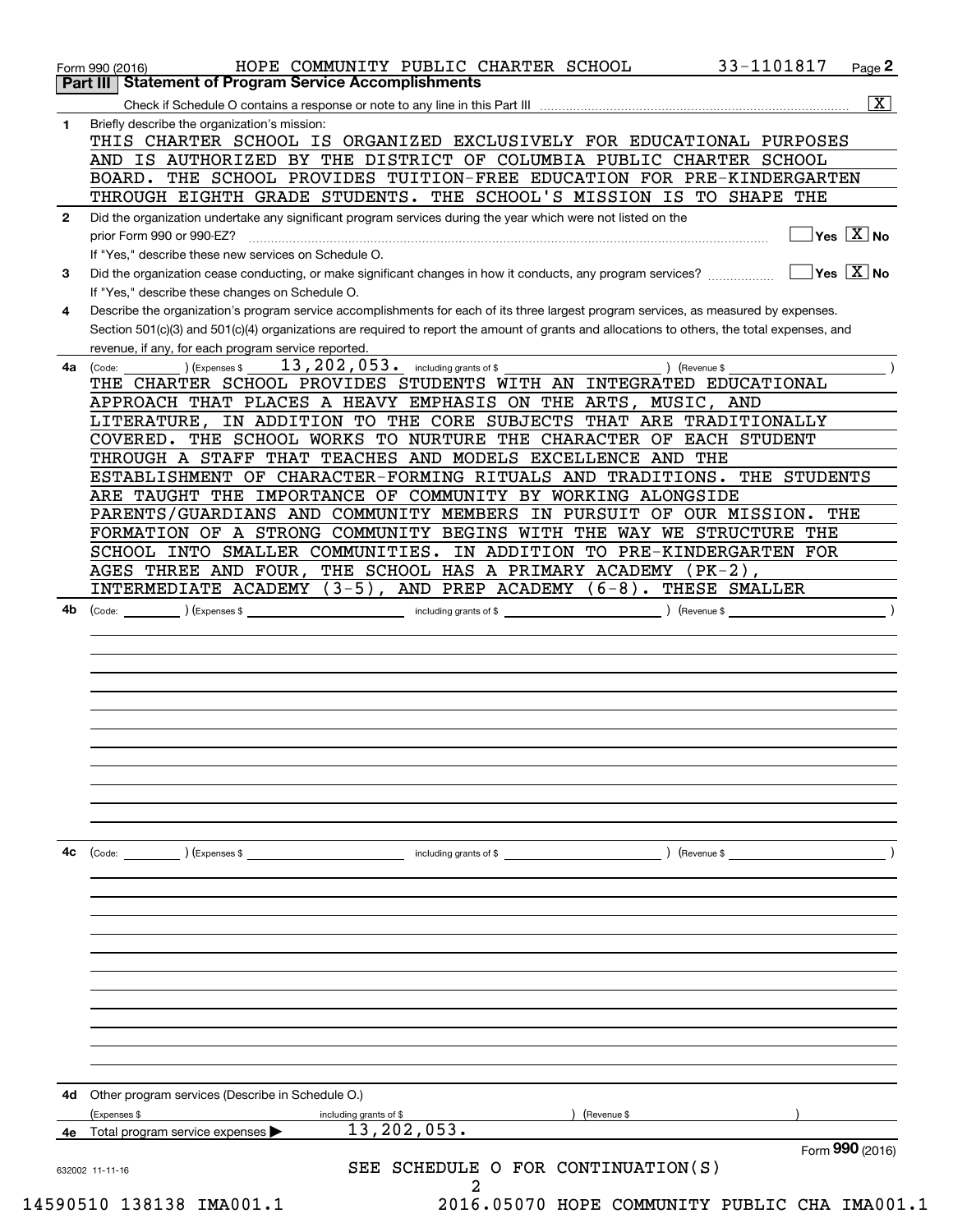Form 990 (2016) HOPE COMMUNITY PUBLIC CHARTER SCHOOL 33-1101817

## Part III Statement of Program Service Accomplishments

Check if Schedule O contains a response or note to any line in this Part III [X]

**1** Briefly describe the organization's mission:

THIS CHARTER SCHOOL IS ORGANIZED EXCLUSIVELY FOR EDUCATIONAL PURPOSES AND IS AUTHORIZED BY THE DISTRICT OF COLUMBIA PUBLIC CHARTER SCHOOL BOARD. THE SCHOOL PROVIDES TUITION-FREE EDUCATION FOR PRE-KINDERGARTEN THROUGH EIGHTH GRADE STUDENTS. THE SCHOOL'S MISSION IS TO SHAPE THE

**2** Did the organization undertake any significant program services during the year which were not listed on the prior Form 990 or 990-EZ? [ ] Yes [X] No

If "Yes," describe these new services on Schedule O.

**3** Did the organization cease conducting, or make significant changes in how it conducts, any program services? [ ] Yes [X] No

If "Yes," describe these changes on Schedule O.

**4** Describe the organization's program service accomplishments for each of its three largest program services, as measured by expenses. Section 501(c)(3) and 501(c)(4) organizations are required to report the amount of grants and allocations to others, the total expenses, and revenue, if any, for each program service reported.

**4a** (Code: ) (Expenses $ 13,202,053. including grants of $ ) (Revenue $ )

THE CHARTER SCHOOL PROVIDES STUDENTS WITH AN INTEGRATED EDUCATIONAL APPROACH THAT PLACES A HEAVY EMPHASIS ON THE ARTS, MUSIC, AND LITERATURE, IN ADDITION TO THE CORE SUBJECTS THAT ARE TRADITIONALLY COVERED. THE SCHOOL WORKS TO NURTURE THE CHARACTER OF EACH STUDENT THROUGH A STAFF THAT TEACHES AND MODELS EXCELLENCE AND THE ESTABLISHMENT OF CHARACTER-FORMING RITUALS AND TRADITIONS. THE STUDENTS ARE TAUGHT THE IMPORTANCE OF COMMUNITY BY WORKING ALONGSIDE PARENTS/GUARDIANS AND COMMUNITY MEMBERS IN PURSUIT OF OUR MISSION. THE FORMATION OF A STRONG COMMUNITY BEGINS WITH THE WAY WE STRUCTURE THE SCHOOL INTO SMALLER COMMUNITIES. IN ADDITION TO PRE-KINDERGARTEN FOR AGES THREE AND FOUR, THE SCHOOL HAS A PRIMARY ACADEMY (PK-2), INTERMEDIATE ACADEMY (3-5), AND PREP ACADEMY (6-8). THESE SMALLER

**4b** (Code: ) (Expenses $ including grants of $ ) (Revenue $ )

**4c** (Code: ) (Expenses $ including grants of $ ) (Revenue $ )

**4d** Other program services (Describe in Schedule O.)

(Expenses $ including grants of $ ) (Revenue $ )

**4e** Total program service expenses ▶ 13,202,053.

SEE SCHEDULE O FOR CONTINUATION(S)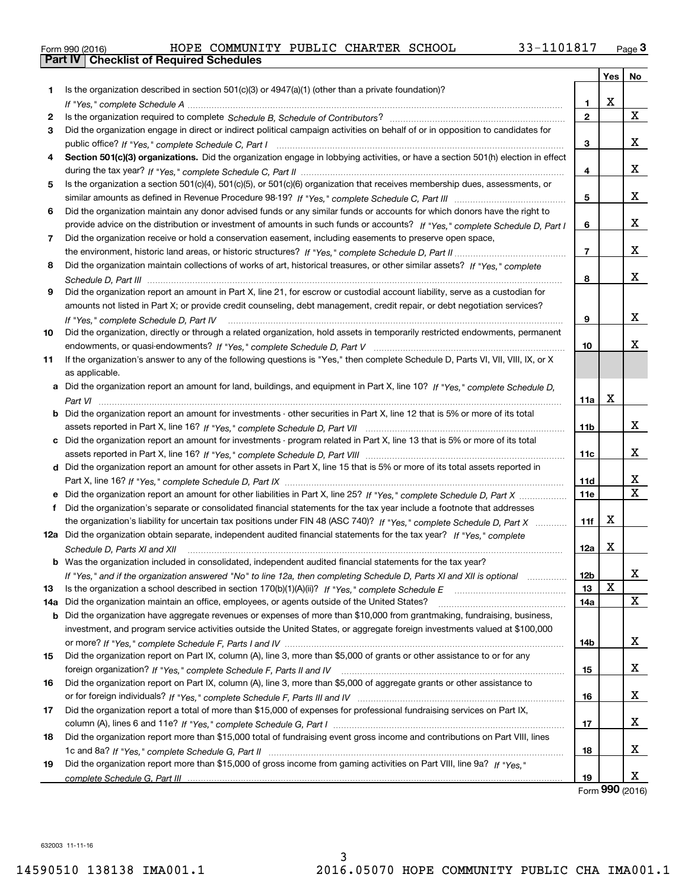Form 990 (2016) HOPE COMMUNITY PUBLIC CHARTER SCHOOL 33-1101817 Page **3**

## Part IV Checklist of Required Schedules

| | | | Yes | No |
|---|---|---|---|---|
| **1** | Is the organization described in section 501(c)(3) or 4947(a)(1) (other than a private foundation)? *If "Yes," complete Schedule A* | **1** | X | |
| **2** | Is the organization required to complete *Schedule B, Schedule of Contributors*? | **2** | | X |
| **3** | Did the organization engage in direct or indirect political campaign activities on behalf of or in opposition to candidates for public office? *If "Yes," complete Schedule C, Part I* | **3** | | X |
| **4** | **Section 501(c)(3) organizations.** Did the organization engage in lobbying activities, or have a section 501(h) election in effect during the tax year? *If "Yes," complete Schedule C, Part II* | **4** | | X |
| **5** | Is the organization a section 501(c)(4), 501(c)(5), or 501(c)(6) organization that receives membership dues, assessments, or similar amounts as defined in Revenue Procedure 98-19? *If "Yes," complete Schedule C, Part III* | **5** | | X |
| **6** | Did the organization maintain any donor advised funds or any similar funds or accounts for which donors have the right to provide advice on the distribution or investment of amounts in such funds or accounts? *If "Yes," complete Schedule D, Part I* | **6** | | X |
| **7** | Did the organization receive or hold a conservation easement, including easements to preserve open space, the environment, historic land areas, or historic structures? *If "Yes," complete Schedule D, Part II* | **7** | | X |
| **8** | Did the organization maintain collections of works of art, historical treasures, or other similar assets? *If "Yes," complete Schedule D, Part III* | **8** | | X |
| **9** | Did the organization report an amount in Part X, line 21, for escrow or custodial account liability, serve as a custodian for amounts not listed in Part X; or provide credit counseling, debt management, credit repair, or debt negotiation services? *If "Yes," complete Schedule D, Part IV* | **9** | | X |
| **10** | Did the organization, directly or through a related organization, hold assets in temporarily restricted endowments, permanent endowments, or quasi-endowments? *If "Yes," complete Schedule D, Part V* | **10** | | X |
| **11** | If the organization's answer to any of the following questions is "Yes," then complete Schedule D, Parts VI, VII, VIII, IX, or X as applicable. | | | |
| **a** | Did the organization report an amount for land, buildings, and equipment in Part X, line 10? *If "Yes," complete Schedule D, Part VI* | **11a** | X | |
| **b** | Did the organization report an amount for investments - other securities in Part X, line 12 that is 5% or more of its total assets reported in Part X, line 16? *If "Yes," complete Schedule D, Part VII* | **11b** | | X |
| **c** | Did the organization report an amount for investments - program related in Part X, line 13 that is 5% or more of its total assets reported in Part X, line 16? *If "Yes," complete Schedule D, Part VIII* | **11c** | | X |
| **d** | Did the organization report an amount for other assets in Part X, line 15 that is 5% or more of its total assets reported in Part X, line 16? *If "Yes," complete Schedule D, Part IX* | **11d** | | X |
| **e** | Did the organization report an amount for other liabilities in Part X, line 25? *If "Yes," complete Schedule D, Part X* | **11e** | | X |
| **f** | Did the organization's separate or consolidated financial statements for the tax year include a footnote that addresses the organization's liability for uncertain tax positions under FIN 48 (ASC 740)? *If "Yes," complete Schedule D, Part X* | **11f** | X | |
| **12a** | Did the organization obtain separate, independent audited financial statements for the tax year? *If "Yes," complete Schedule D, Parts XI and XII* | **12a** | X | |
| **b** | Was the organization included in consolidated, independent audited financial statements for the tax year? *If "Yes," and if the organization answered "No" to line 12a, then completing Schedule D, Parts XI and XII is optional* | **12b** | | X |
| **13** | Is the organization a school described in section 170(b)(1)(A)(ii)? *If "Yes," complete Schedule E* | **13** | X | |
| **14a** | Did the organization maintain an office, employees, or agents outside of the United States? | **14a** | | X |
| **b** | Did the organization have aggregate revenues or expenses of more than $10,000 from grantmaking, fundraising, business, investment, and program service activities outside the United States, or aggregate foreign investments valued at $100,000 or more? *If "Yes," complete Schedule F, Parts I and IV* | **14b** | | X |
| **15** | Did the organization report on Part IX, column (A), line 3, more than $5,000 of grants or other assistance to or for any foreign organization? *If "Yes," complete Schedule F, Parts II and IV* | **15** | | X |
| **16** | Did the organization report on Part IX, column (A), line 3, more than $5,000 of aggregate grants or other assistance to or for foreign individuals? *If "Yes," complete Schedule F, Parts III and IV* | **16** | | X |
| **17** | Did the organization report a total of more than $15,000 of expenses for professional fundraising services on Part IX, column (A), lines 6 and 11e? *If "Yes," complete Schedule G, Part I* | **17** | | X |
| **18** | Did the organization report more than $15,000 total of fundraising event gross income and contributions on Part VIII, lines 1c and 8a? *If "Yes," complete Schedule G, Part II* | **18** | | X |
| **19** | Did the organization report more than $15,000 of gross income from gaming activities on Part VIII, line 9a? *If "Yes," complete Schedule G, Part III* | **19** | | X |

Form **990** (2016)

632003 11-11-16

14590510 138138 IMA001.1 2016.05070 HOPE COMMUNITY PUBLIC CHA IMA001.1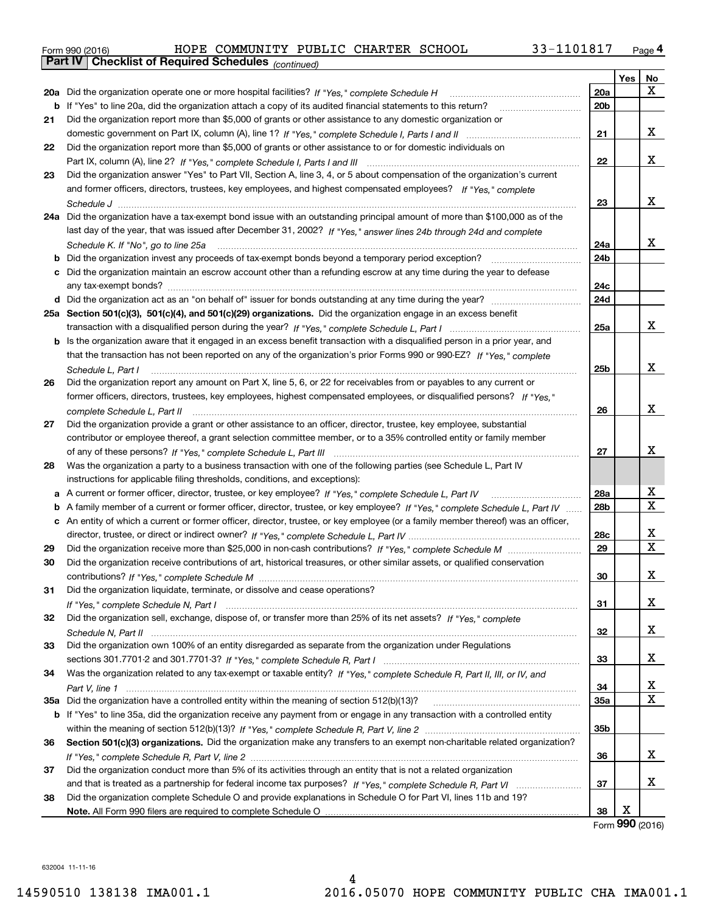Form 990 (2016) HOPE COMMUNITY PUBLIC CHARTER SCHOOL 33-1101817 Page **4**

**Part IV** **Checklist of Required Schedules** *(continued)*

| | | | Yes | No |
|---|---|---|---|---|
| **20a** | Did the organization operate one or more hospital facilities? *If "Yes," complete Schedule H* | **20a** | | X |
| **b** | If "Yes" to line 20a, did the organization attach a copy of its audited financial statements to this return? | **20b** | | |
| **21** | Did the organization report more than $5,000 of grants or other assistance to any domestic organization or domestic government on Part IX, column (A), line 1? *If "Yes," complete Schedule I, Parts I and II* | **21** | | X |
| **22** | Did the organization report more than $5,000 of grants or other assistance to or for domestic individuals on Part IX, column (A), line 2? *If "Yes," complete Schedule I, Parts I and III* | **22** | | X |
| **23** | Did the organization answer "Yes" to Part VII, Section A, line 3, 4, or 5 about compensation of the organization's current and former officers, directors, trustees, key employees, and highest compensated employees? *If "Yes," complete Schedule J* | **23** | | X |
| **24a** | Did the organization have a tax-exempt bond issue with an outstanding principal amount of more than $100,000 as of the last day of the year, that was issued after December 31, 2002? *If "Yes," answer lines 24b through 24d and complete Schedule K. If "No", go to line 25a* | **24a** | | X |
| **b** | Did the organization invest any proceeds of tax-exempt bonds beyond a temporary period exception? | **24b** | | |
| **c** | Did the organization maintain an escrow account other than a refunding escrow at any time during the year to defease any tax-exempt bonds? | **24c** | | |
| **d** | Did the organization act as an "on behalf of" issuer for bonds outstanding at any time during the year? | **24d** | | |
| **25a** | **Section 501(c)(3), 501(c)(4), and 501(c)(29) organizations.** Did the organization engage in an excess benefit transaction with a disqualified person during the year? *If "Yes," complete Schedule L, Part I* | **25a** | | X |
| **b** | Is the organization aware that it engaged in an excess benefit transaction with a disqualified person in a prior year, and that the transaction has not been reported on any of the organization's prior Forms 990 or 990-EZ? *If "Yes," complete Schedule L, Part I* | **25b** | | X |
| **26** | Did the organization report any amount on Part X, line 5, 6, or 22 for receivables from or payables to any current or former officers, directors, trustees, key employees, highest compensated employees, or disqualified persons? *If "Yes," complete Schedule L, Part II* | **26** | | X |
| **27** | Did the organization provide a grant or other assistance to an officer, director, trustee, key employee, substantial contributor or employee thereof, a grant selection committee member, or to a 35% controlled entity or family member of any of these persons? *If "Yes," complete Schedule L, Part III* | **27** | | X |
| **28** | Was the organization a party to a business transaction with one of the following parties (see Schedule L, Part IV instructions for applicable filing thresholds, conditions, and exceptions): | | | |
| **a** | A current or former officer, director, trustee, or key employee? *If "Yes," complete Schedule L, Part IV* | **28a** | | X |
| **b** | A family member of a current or former officer, director, trustee, or key employee? *If "Yes," complete Schedule L, Part IV* | **28b** | | X |
| **c** | An entity of which a current or former officer, director, trustee, or key employee (or a family member thereof) was an officer, director, trustee, or direct or indirect owner? *If "Yes," complete Schedule L, Part IV* | **28c** | | X |
| **29** | Did the organization receive more than $25,000 in non-cash contributions? *If "Yes," complete Schedule M* | **29** | | X |
| **30** | Did the organization receive contributions of art, historical treasures, or other similar assets, or qualified conservation contributions? *If "Yes," complete Schedule M* | **30** | | X |
| **31** | Did the organization liquidate, terminate, or dissolve and cease operations? *If "Yes," complete Schedule N, Part I* | **31** | | X |
| **32** | Did the organization sell, exchange, dispose of, or transfer more than 25% of its net assets? *If "Yes," complete Schedule N, Part II* | **32** | | X |
| **33** | Did the organization own 100% of an entity disregarded as separate from the organization under Regulations sections 301.7701-2 and 301.7701-3? *If "Yes," complete Schedule R, Part I* | **33** | | X |
| **34** | Was the organization related to any tax-exempt or taxable entity? *If "Yes," complete Schedule R, Part II, III, or IV, and Part V, line 1* | **34** | | X |
| **35a** | Did the organization have a controlled entity within the meaning of section 512(b)(13)? | **35a** | | X |
| **b** | If "Yes" to line 35a, did the organization receive any payment from or engage in any transaction with a controlled entity within the meaning of section 512(b)(13)? *If "Yes," complete Schedule R, Part V, line 2* | **35b** | | |
| **36** | **Section 501(c)(3) organizations.** Did the organization make any transfers to an exempt non-charitable related organization? *If "Yes," complete Schedule R, Part V, line 2* | **36** | | X |
| **37** | Did the organization conduct more than 5% of its activities through an entity that is not a related organization and that is treated as a partnership for federal income tax purposes? *If "Yes," complete Schedule R, Part VI* | **37** | | X |
| **38** | Did the organization complete Schedule O and provide explanations in Schedule O for Part VI, lines 11b and 19? **Note.** All Form 990 filers are required to complete Schedule O | **38** | X | |

Form **990** (2016)

632004 11-11-16

14590510 138138 IMA001.1 2016.05070 HOPE COMMUNITY PUBLIC CHA IMA001.1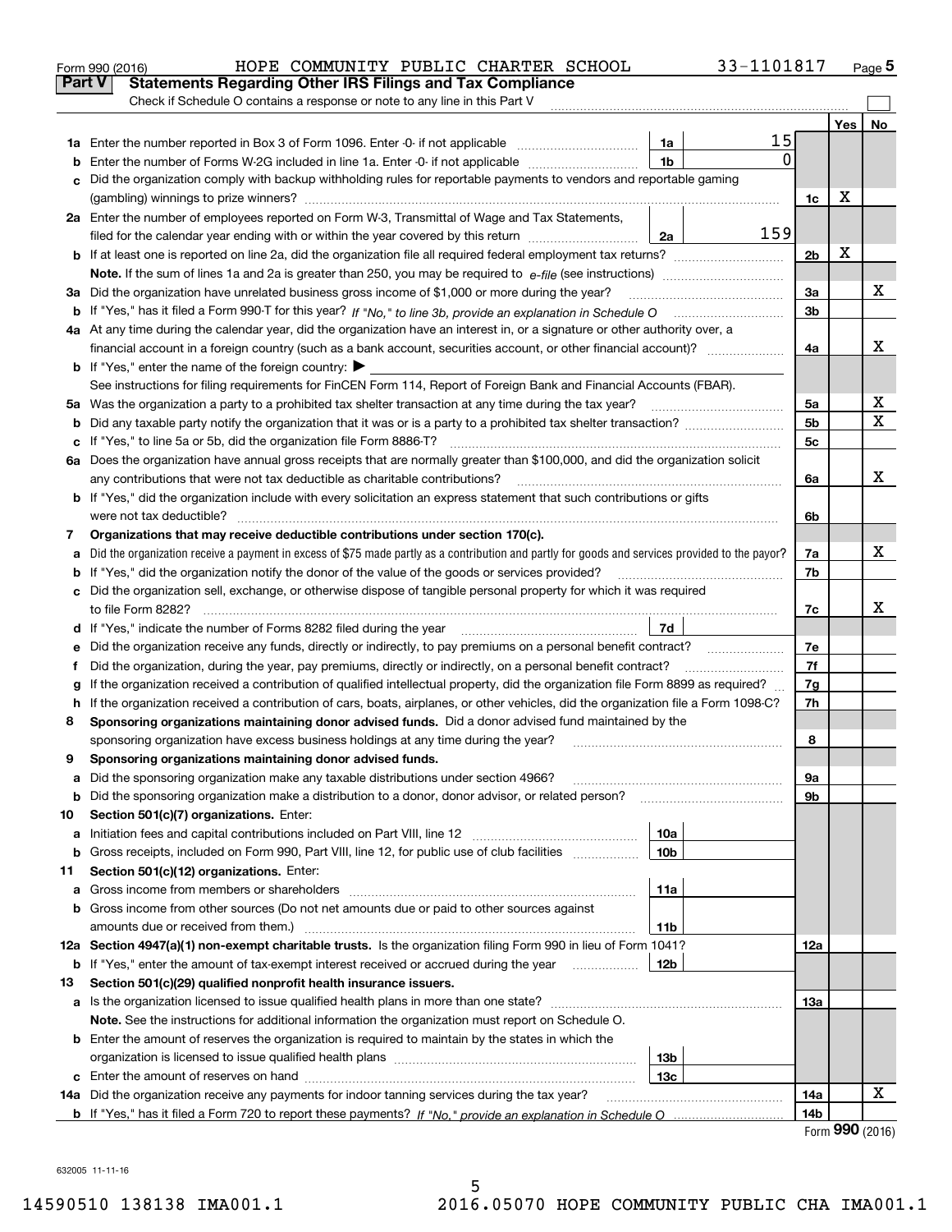Form 990 (2016) HOPE COMMUNITY PUBLIC CHARTER SCHOOL 33-1101817 Page 5

## Part V Statements Regarding Other IRS Filings and Tax Compliance

Check if Schedule O contains a response or note to any line in this Part V

| | | | | | Yes | No |
|---|---|---|---|---|---|---|
| 1a | Enter the number reported in Box 3 of Form 1096. Enter -0- if not applicable | 1a | 15 | | | |
| b | Enter the number of Forms W-2G included in line 1a. Enter -0- if not applicable | 1b | 0 | | | |
| c | Did the organization comply with backup withholding rules for reportable payments to vendors and reportable gaming (gambling) winnings to prize winners? | | | 1c | X | |
| 2a | Enter the number of employees reported on Form W-3, Transmittal of Wage and Tax Statements, filed for the calendar year ending with or within the year covered by this return | 2a | 159 | | | |
| b | If at least one is reported on line 2a, did the organization file all required federal employment tax returns? | | | 2b | X | |
| | **Note.** If the sum of lines 1a and 2a is greater than 250, you may be required to *e-file* (see instructions) | | | | | |
| 3a | Did the organization have unrelated business gross income of $1,000 or more during the year? | | | 3a | | X |
| b | If "Yes," has it filed a Form 990-T for this year? *If "No," to line 3b, provide an explanation in Schedule O* | | | 3b | | |
| 4a | At any time during the calendar year, did the organization have an interest in, or a signature or other authority over, a financial account in a foreign country (such as a bank account, securities account, or other financial account)? | | | 4a | | X |
| b | If "Yes," enter the name of the foreign country: ▶ | | | | | |
| | See instructions for filing requirements for FinCEN Form 114, Report of Foreign Bank and Financial Accounts (FBAR). | | | | | |
| 5a | Was the organization a party to a prohibited tax shelter transaction at any time during the tax year? | | | 5a | | X |
| b | Did any taxable party notify the organization that it was or is a party to a prohibited tax shelter transaction? | | | 5b | | X |
| c | If "Yes," to line 5a or 5b, did the organization file Form 8886-T? | | | 5c | | |
| 6a | Does the organization have annual gross receipts that are normally greater than $100,000, and did the organization solicit any contributions that were not tax deductible as charitable contributions? | | | 6a | | X |
| b | If "Yes," did the organization include with every solicitation an express statement that such contributions or gifts were not tax deductible? | | | 6b | | |
| 7 | **Organizations that may receive deductible contributions under section 170(c).** | | | | | |
| a | Did the organization receive a payment in excess of $75 made partly as a contribution and partly for goods and services provided to the payor? | | | 7a | | X |
| b | If "Yes," did the organization notify the donor of the value of the goods or services provided? | | | 7b | | |
| c | Did the organization sell, exchange, or otherwise dispose of tangible personal property for which it was required to file Form 8282? | | | 7c | | X |
| d | If "Yes," indicate the number of Forms 8282 filed during the year | 7d | | | | |
| e | Did the organization receive any funds, directly or indirectly, to pay premiums on a personal benefit contract? | | | 7e | | |
| f | Did the organization, during the year, pay premiums, directly or indirectly, on a personal benefit contract? | | | 7f | | |
| g | If the organization received a contribution of qualified intellectual property, did the organization file Form 8899 as required? | | | 7g | | |
| h | If the organization received a contribution of cars, boats, airplanes, or other vehicles, did the organization file a Form 1098-C? | | | 7h | | |
| 8 | **Sponsoring organizations maintaining donor advised funds.** Did a donor advised fund maintained by the sponsoring organization have excess business holdings at any time during the year? | | | 8 | | |
| 9 | **Sponsoring organizations maintaining donor advised funds.** | | | | | |
| a | Did the sponsoring organization make any taxable distributions under section 4966? | | | 9a | | |
| b | Did the sponsoring organization make a distribution to a donor, donor advisor, or related person? | | | 9b | | |
| 10 | **Section 501(c)(7) organizations.** Enter: | | | | | |
| a | Initiation fees and capital contributions included on Part VIII, line 12 | 10a | | | | |
| b | Gross receipts, included on Form 990, Part VIII, line 12, for public use of club facilities | 10b | | | | |
| 11 | **Section 501(c)(12) organizations.** Enter: | | | | | |
| a | Gross income from members or shareholders | 11a | | | | |
| b | Gross income from other sources (Do not net amounts due or paid to other sources against amounts due or received from them.) | 11b | | | | |
| 12a | **Section 4947(a)(1) non-exempt charitable trusts.** Is the organization filing Form 990 in lieu of Form 1041? | | | 12a | | |
| b | If "Yes," enter the amount of tax-exempt interest received or accrued during the year | 12b | | | | |
| 13 | **Section 501(c)(29) qualified nonprofit health insurance issuers.** | | | | | |
| a | Is the organization licensed to issue qualified health plans in more than one state? | | | 13a | | |
| | **Note.** See the instructions for additional information the organization must report on Schedule O. | | | | | |
| b | Enter the amount of reserves the organization is required to maintain by the states in which the organization is licensed to issue qualified health plans | 13b | | | | |
| c | Enter the amount of reserves on hand | 13c | | | | |
| 14a | Did the organization receive any payments for indoor tanning services during the tax year? | | | 14a | | X |
| b | If "Yes," has it filed a Form 720 to report these payments? *If "No," provide an explanation in Schedule O* | | | 14b | | |

Form **990** (2016)

632005 11-11-16

14590510 138138 IMA001.1 2016.05070 HOPE COMMUNITY PUBLIC CHA IMA001.1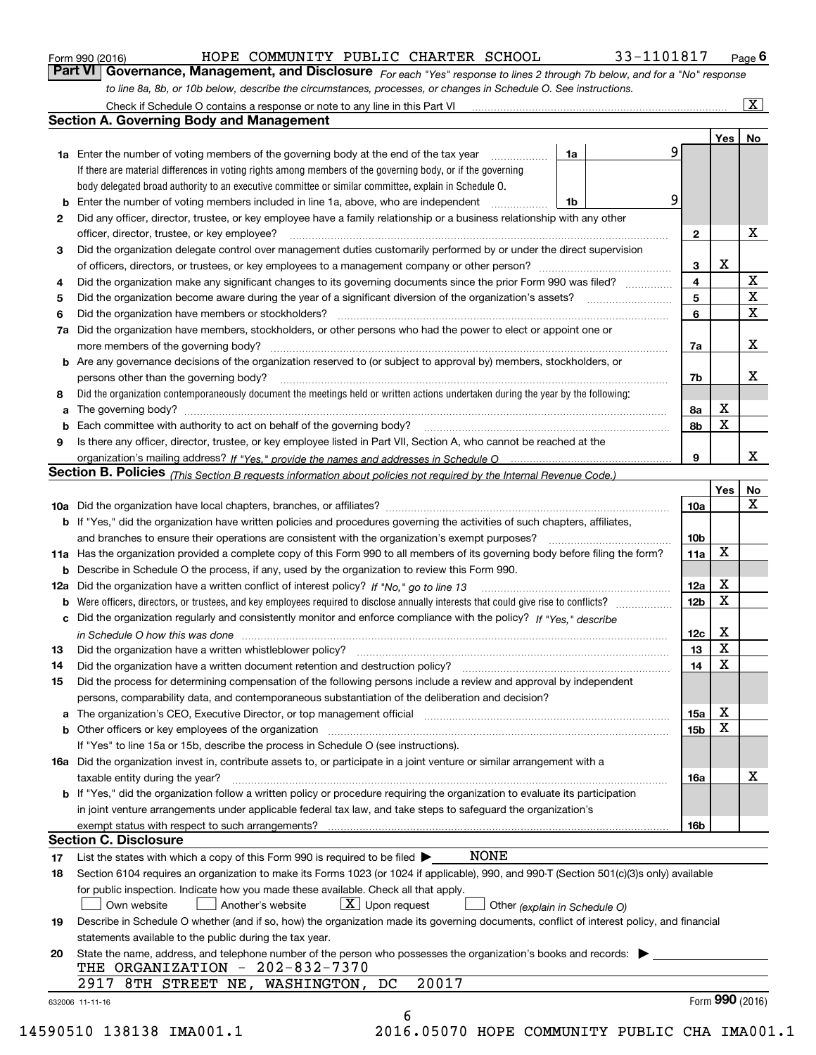Form 990 (2016) HOPE COMMUNITY PUBLIC CHARTER SCHOOL 33-1101817 Page 6

## Part VI Governance, Management, and Disclosure

*For each "Yes" response to lines 2 through 7b below, and for a "No" response to line 8a, 8b, or 10b below, describe the circumstances, processes, or changes in Schedule O. See instructions.*

Check if Schedule O contains a response or note to any line in this Part VI ..... [X]

### Section A. Governing Body and Management

| | | | | Yes | No |
|---|---|---|---|---|---|
| 1a | Enter the number of voting members of the governing body at the end of the tax year ..... 1a | 9 | | | |
| | If there are material differences in voting rights among members of the governing body, or if the governing body delegated broad authority to an executive committee or similar committee, explain in Schedule O. | | | | |
| b | Enter the number of voting members included in line 1a, above, who are independent ..... 1b | 9 | | | |
| 2 | Did any officer, director, trustee, or key employee have a family relationship or a business relationship with any other officer, director, trustee, or key employee? | | 2 | | X |
| 3 | Did the organization delegate control over management duties customarily performed by or under the direct supervision of officers, directors, or trustees, or key employees to a management company or other person? | | 3 | X | |
| 4 | Did the organization make any significant changes to its governing documents since the prior Form 990 was filed? | | 4 | | X |
| 5 | Did the organization become aware during the year of a significant diversion of the organization's assets? | | 5 | | X |
| 6 | Did the organization have members or stockholders? | | 6 | | X |
| 7a | Did the organization have members, stockholders, or other persons who had the power to elect or appoint one or more members of the governing body? | | 7a | | X |
| b | Are any governance decisions of the organization reserved to (or subject to approval by) members, stockholders, or persons other than the governing body? | | 7b | | X |
| 8 | Did the organization contemporaneously document the meetings held or written actions undertaken during the year by the following: | | | | |
| a | The governing body? | | 8a | X | |
| b | Each committee with authority to act on behalf of the governing body? | | 8b | X | |
| 9 | Is there any officer, director, trustee, or key employee listed in Part VII, Section A, who cannot be reached at the organization's mailing address? *If "Yes," provide the names and addresses in Schedule O* | | 9 | | X |

### Section B. Policies *(This Section B requests information about policies not required by the Internal Revenue Code.)*

| | | | Yes | No |
|---|---|---|---|---|
| 10a | Did the organization have local chapters, branches, or affiliates? | 10a | | X |
| b | If "Yes," did the organization have written policies and procedures governing the activities of such chapters, affiliates, and branches to ensure their operations are consistent with the organization's exempt purposes? | 10b | | |
| 11a | Has the organization provided a complete copy of this Form 990 to all members of its governing body before filing the form? | 11a | X | |
| b | Describe in Schedule O the process, if any, used by the organization to review this Form 990. | | | |
| 12a | Did the organization have a written conflict of interest policy? *If "No," go to line 13* | 12a | X | |
| b | Were officers, directors, or trustees, and key employees required to disclose annually interests that could give rise to conflicts? | 12b | X | |
| c | Did the organization regularly and consistently monitor and enforce compliance with the policy? *If "Yes," describe in Schedule O how this was done* | 12c | X | |
| 13 | Did the organization have a written whistleblower policy? | 13 | X | |
| 14 | Did the organization have a written document retention and destruction policy? | 14 | X | |
| 15 | Did the process for determining compensation of the following persons include a review and approval by independent persons, comparability data, and contemporaneous substantiation of the deliberation and decision? | | | |
| a | The organization's CEO, Executive Director, or top management official | 15a | X | |
| b | Other officers or key employees of the organization | 15b | X | |
| | If "Yes" to line 15a or 15b, describe the process in Schedule O (see instructions). | | | |
| 16a | Did the organization invest in, contribute assets to, or participate in a joint venture or similar arrangement with a taxable entity during the year? | 16a | | X |
| b | If "Yes," did the organization follow a written policy or procedure requiring the organization to evaluate its participation in joint venture arrangements under applicable federal tax law, and take steps to safeguard the organization's exempt status with respect to such arrangements? | 16b | | |

### Section C. Disclosure

17 List the states with which a copy of this Form 990 is required to be filed ▶ NONE

18 Section 6104 requires an organization to make its Forms 1023 (or 1024 if applicable), 990, and 990-T (Section 501(c)(3)s only) available for public inspection. Indicate how you made these available. Check all that apply.

[ ] Own website [ ] Another's website [X] Upon request [ ] Other *(explain in Schedule O)*

19 Describe in Schedule O whether (and if so, how) the organization made its governing documents, conflict of interest policy, and financial statements available to the public during the tax year.

20 State the name, address, and telephone number of the person who possesses the organization's books and records: ▶

THE ORGANIZATION - 202-832-7370

2917 8TH STREET NE, WASHINGTON, DC 20017

632006 11-11-16 Form **990** (2016)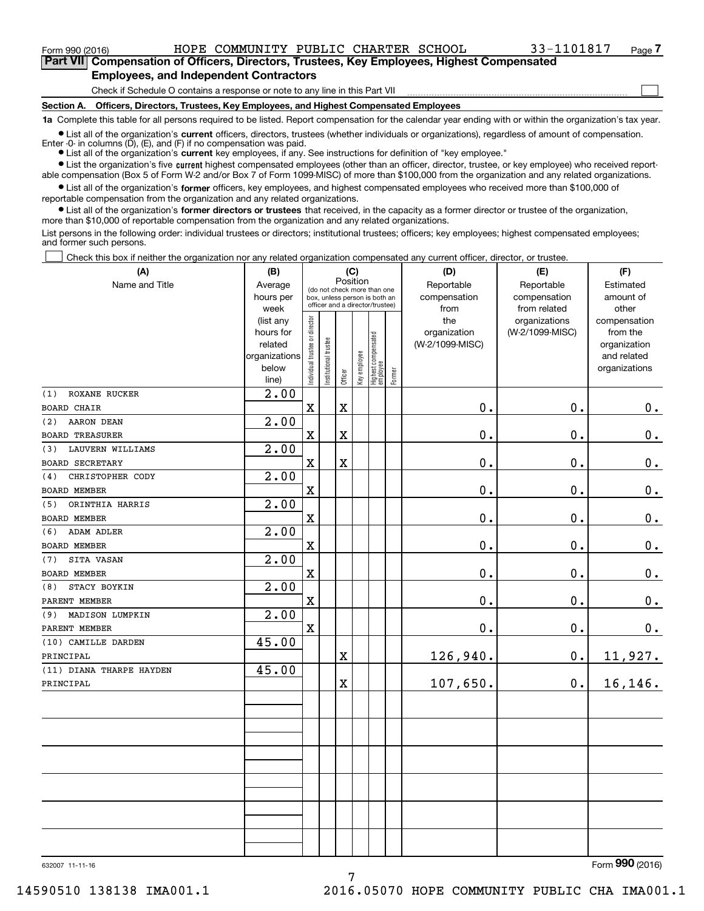Form 990 (2016) HOPE COMMUNITY PUBLIC CHARTER SCHOOL 33-1101817 Page 7

## Part VII Compensation of Officers, Directors, Trustees, Key Employees, Highest Compensated Employees, and Independent Contractors

Check if Schedule O contains a response or note to any line in this Part VII ☐

### Section A. Officers, Directors, Trustees, Key Employees, and Highest Compensated Employees

**1a** Complete this table for all persons required to be listed. Report compensation for the calendar year ending with or within the organization's tax year.

- List all of the organization's **current** officers, directors, trustees (whether individuals or organizations), regardless of amount of compensation. Enter -0- in columns (D), (E), and (F) if no compensation was paid.
- List all of the organization's **current** key employees, if any. See instructions for definition of "key employee."
- List the organization's five **current** highest compensated employees (other than an officer, director, trustee, or key employee) who received reportable compensation (Box 5 of Form W-2 and/or Box 7 of Form 1099-MISC) of more than $100,000 from the organization and any related organizations.
- List all of the organization's **former** officers, key employees, and highest compensated employees who received more than $100,000 of reportable compensation from the organization and any related organizations.
- List all of the organization's **former directors or trustees** that received, in the capacity as a former director or trustee of the organization, more than $10,000 of reportable compensation from the organization and any related organizations.

List persons in the following order: individual trustees or directors; institutional trustees; officers; key employees; highest compensated employees; and former such persons.

☐ Check this box if neither the organization nor any related organization compensated any current officer, director, or trustee.

| (A) Name and Title | (B) Average hours per week (list any hours for related organizations below line) | (C) Position: Individual trustee or director | Institutional trustee | Officer | Key employee | Highest compensated employee | Former | (D) Reportable compensation from the organization (W-2/1099-MISC) | (E) Reportable compensation from related organizations (W-2/1099-MISC) | (F) Estimated amount of other compensation from the organization and related organizations |
|---|---|---|---|---|---|---|---|---|---|---|
| (1) ROXANE RUCKER<br>BOARD CHAIR | 2.00 | X | | X | | | | 0. | 0. | 0. |
| (2) AARON DEAN<br>BOARD TREASURER | 2.00 | X | | X | | | | 0. | 0. | 0. |
| (3) LAUVERN WILLIAMS<br>BOARD SECRETARY | 2.00 | X | | X | | | | 0. | 0. | 0. |
| (4) CHRISTOPHER CODY<br>BOARD MEMBER | 2.00 | X | | | | | | 0. | 0. | 0. |
| (5) ORINTHIA HARRIS<br>BOARD MEMBER | 2.00 | X | | | | | | 0. | 0. | 0. |
| (6) ADAM ADLER<br>BOARD MEMBER | 2.00 | X | | | | | | 0. | 0. | 0. |
| (7) SITA VASAN<br>BOARD MEMBER | 2.00 | X | | | | | | 0. | 0. | 0. |
| (8) STACY BOYKIN<br>PARENT MEMBER | 2.00 | X | | | | | | 0. | 0. | 0. |
| (9) MADISON LUMPKIN<br>PARENT MEMBER | 2.00 | X | | | | | | 0. | 0. | 0. |
| (10) CAMILLE DARDEN<br>PRINCIPAL | 45.00 | | | X | | | | 126,940. | 0. | 11,927. |
| (11) DIANA THARPE HAYDEN<br>PRINCIPAL | 45.00 | | | X | | | | 107,650. | 0. | 16,146. |

632007 11-11-16

Form **990** (2016)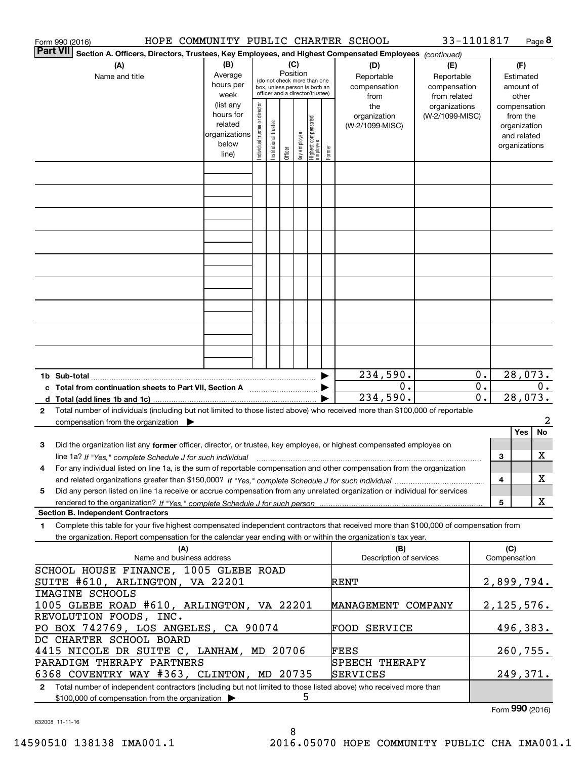Form 990 (2016) HOPE COMMUNITY PUBLIC CHARTER SCHOOL 33-1101817 Page 8

**Part VII** Section A. Officers, Directors, Trustees, Key Employees, and Highest Compensated Employees *(continued)*

| (A) Name and title | (B) Average hours per week (list any hours for related organizations below line) | (C) Position: Individual trustee or director | Institutional trustee | Officer | Key employee | Highest compensated employee | Former | (D) Reportable compensation from the organization (W-2/1099-MISC) | (E) Reportable compensation from related organizations (W-2/1099-MISC) | (F) Estimated amount of other compensation from the organization and related organizations |
|---|---|---|---|---|---|---|---|---|---|---|
| | | | | | | | | | | |
| | | | | | | | | | | |
| | | | | | | | | | | |
| | | | | | | | | | | |
| | | | | | | | | | | |
| | | | | | | | | | | |
| | | | | | | | | | | |
| | | | | | | | | | | |
| | | | | | | | | | | |
| **1b Sub-total** | | | | | | | ▶ | 234,590. | 0. | 28,073. |
| **c Total from continuation sheets to Part VII, Section A** | | | | | | | ▶ | 0. | 0. | 0. |
| **d Total (add lines 1b and 1c)** | | | | | | | ▶ | 234,590. | 0. | 28,073. |

**2** Total number of individuals (including but not limited to those listed above) who received more than $100,000 of reportable compensation from the organization ▶ 2

| | | Yes | No |
|---|---|---|---|
| **3** Did the organization list any **former** officer, director, or trustee, key employee, or highest compensated employee on line 1a? *If "Yes," complete Schedule J for such individual* | 3 | | X |
| **4** For any individual listed on line 1a, is the sum of reportable compensation and other compensation from the organization and related organizations greater than $150,000? *If "Yes," complete Schedule J for such individual* | 4 | | X |
| **5** Did any person listed on line 1a receive or accrue compensation from any unrelated organization or individual for services rendered to the organization? *If "Yes," complete Schedule J for such person* | 5 | | X |

**Section B. Independent Contractors**

**1** Complete this table for your five highest compensated independent contractors that received more than $100,000 of compensation from the organization. Report compensation for the calendar year ending with or within the organization's tax year.

| (A) Name and business address | (B) Description of services | (C) Compensation |
|---|---|---|
| SCHOOL HOUSE FINANCE, 1005 GLEBE ROAD SUITE #610, ARLINGTON, VA 22201 | RENT | 2,899,794. |
| IMAGINE SCHOOLS 1005 GLEBE ROAD #610, ARLINGTON, VA 22201 | MANAGEMENT COMPANY | 2,125,576. |
| REVOLUTION FOODS, INC. PO BOX 742769, LOS ANGELES, CA 90074 | FOOD SERVICE | 496,383. |
| DC CHARTER SCHOOL BOARD 4415 NICOLE DR SUITE C, LANHAM, MD 20706 | FEES | 260,755. |
| PARADIGM THERAPY PARTNERS 6368 COVENTRY WAY #363, CLINTON, MD 20735 | SPEECH THERAPY SERVICES | 249,371. |

**2** Total number of independent contractors (including but not limited to those listed above) who received more than $100,000 of compensation from the organization ▶ 5

Form **990** (2016)

632008 11-11-16

14590510 138138 IMA001.1 2016.05070 HOPE COMMUNITY PUBLIC CHA IMA001.1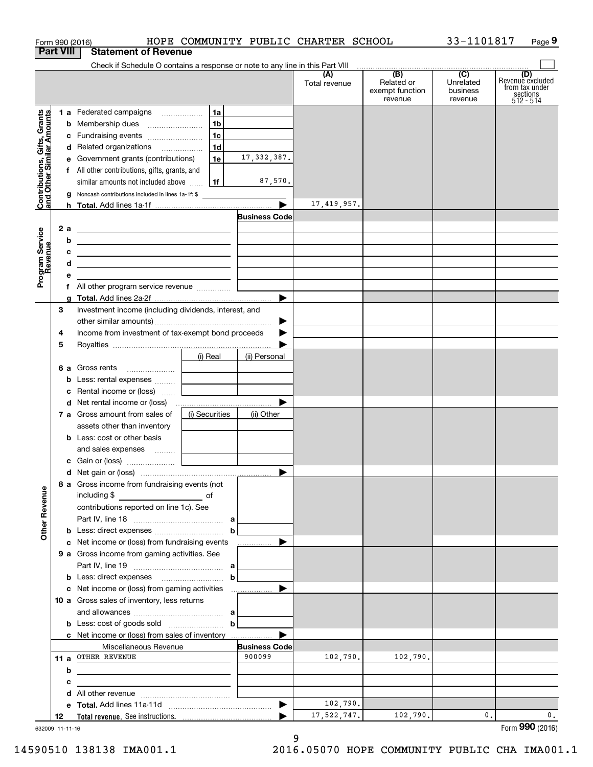Form 990 (2016) HOPE COMMUNITY PUBLIC CHARTER SCHOOL 33-1101817

## Part VIII Statement of Revenue

Check if Schedule O contains a response or note to any line in this Part VIII

| | | | | (A) Total revenue | (B) Related or exempt function revenue | (C) Unrelated business revenue | (D) Revenue excluded from tax under sections 512 - 514 |
|---|---|---|---|---|---|---|---|
| Contributions, Gifts, Grants and Other Similar Amounts | 1 a Federated campaigns | 1a | | | | | |
| | b Membership dues | 1b | | | | | |
| | c Fundraising events | 1c | | | | | |
| | d Related organizations | 1d | | | | | |
| | e Government grants (contributions) | 1e | 17,332,387. | | | | |
| | f All other contributions, gifts, grants, and similar amounts not included above | 1f | 87,570. | | | | |
| | g Noncash contributions included in lines 1a-1f: $ | | | | | | |
| | h Total. Add lines 1a-1f | | | 17,419,957. | | | |
| Program Service Revenue | | | Business Code | | | | |
| | 2 a | | | | | | |
| | b | | | | | | |
| | c | | | | | | |
| | d | | | | | | |
| | e | | | | | | |
| | f All other program service revenue | | | | | | |
| | g Total. Add lines 2a-2f | | | | | | |
| | 3 Investment income (including dividends, interest, and other similar amounts) | | | | | | |
| | 4 Income from investment of tax-exempt bond proceeds | | | | | | |
| | 5 Royalties | | | | | | |
| | | (i) Real | (ii) Personal | | | | |
| | 6 a Gross rents | | | | | | |
| | b Less: rental expenses | | | | | | |
| | c Rental income or (loss) | | | | | | |
| | d Net rental income or (loss) | | | | | | |
| | 7 a Gross amount from sales of assets other than inventory | (i) Securities | (ii) Other | | | | |
| | b Less: cost or other basis and sales expenses | | | | | | |
| | c Gain or (loss) | | | | | | |
| | d Net gain or (loss) | | | | | | |
| Other Revenue | 8 a Gross income from fundraising events (not including $ of contributions reported on line 1c). See Part IV, line 18 | a | | | | | |
| | b Less: direct expenses | b | | | | | |
| | c Net income or (loss) from fundraising events | | | | | | |
| | 9 a Gross income from gaming activities. See Part IV, line 19 | a | | | | | |
| | b Less: direct expenses | b | | | | | |
| | c Net income or (loss) from gaming activities | | | | | | |
| | 10 a Gross sales of inventory, less returns and allowances | a | | | | | |
| | b Less: cost of goods sold | b | | | | | |
| | c Net income or (loss) from sales of inventory | | | | | | |
| | Miscellaneous Revenue | | Business Code | | | | |
| | 11 a OTHER REVENUE | | 900099 | 102,790. | 102,790. | | |
| | b | | | | | | |
| | c | | | | | | |
| | d All other revenue | | | | | | |
| | e Total. Add lines 11a-11d | | | 102,790. | | | |
| | 12 Total revenue. See instructions. | | | 17,522,747. | 102,790. | 0. | 0. |

632009 11-11-16

Form 990 (2016)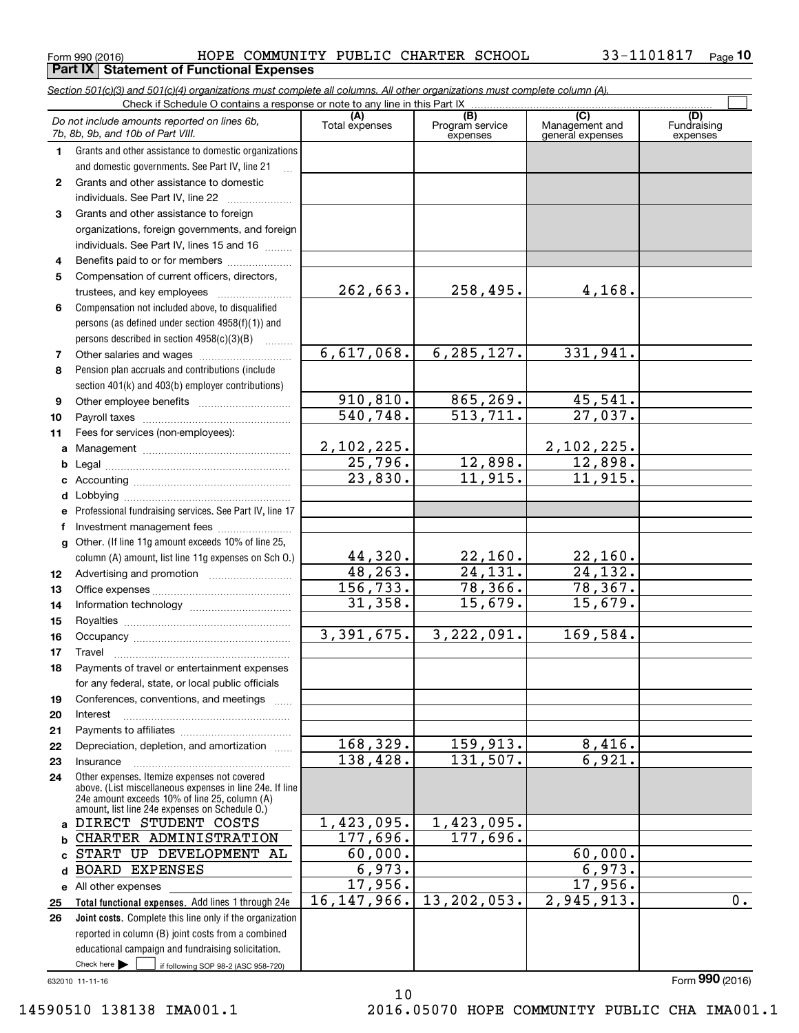Form 990 (2016) HOPE COMMUNITY PUBLIC CHARTER SCHOOL 33-1101817 Page **10**

## Part IX Statement of Functional Expenses

*Section 501(c)(3) and 501(c)(4) organizations must complete all columns. All other organizations must complete column (A).*

Check if Schedule O contains a response or note to any line in this Part IX

| | *Do not include amounts reported on lines 6b, 7b, 8b, 9b, and 10b of Part VIII.* | (A) Total expenses | (B) Program service expenses | (C) Management and general expenses | (D) Fundraising expenses |
|---|---|---|---|---|---|
| 1 | Grants and other assistance to domestic organizations and domestic governments. See Part IV, line 21 | | | | |
| 2 | Grants and other assistance to domestic individuals. See Part IV, line 22 | | | | |
| 3 | Grants and other assistance to foreign organizations, foreign governments, and foreign individuals. See Part IV, lines 15 and 16 | | | | |
| 4 | Benefits paid to or for members | | | | |
| 5 | Compensation of current officers, directors, trustees, and key employees | 262,663. | 258,495. | 4,168. | |
| 6 | Compensation not included above, to disqualified persons (as defined under section 4958(f)(1)) and persons described in section 4958(c)(3)(B) | | | | |
| 7 | Other salaries and wages | 6,617,068. | 6,285,127. | 331,941. | |
| 8 | Pension plan accruals and contributions (include section 401(k) and 403(b) employer contributions) | | | | |
| 9 | Other employee benefits | 910,810. | 865,269. | 45,541. | |
| 10 | Payroll taxes | 540,748. | 513,711. | 27,037. | |
| 11 | Fees for services (non-employees): | | | | |
| a | Management | 2,102,225. | | 2,102,225. | |
| b | Legal | 25,796. | 12,898. | 12,898. | |
| c | Accounting | 23,830. | 11,915. | 11,915. | |
| d | Lobbying | | | | |
| e | Professional fundraising services. See Part IV, line 17 | | | | |
| f | Investment management fees | | | | |
| g | Other. (If line 11g amount exceeds 10% of line 25, column (A) amount, list line 11g expenses on Sch O.) | 44,320. | 22,160. | 22,160. | |
| 12 | Advertising and promotion | 48,263. | 24,131. | 24,132. | |
| 13 | Office expenses | 156,733. | 78,366. | 78,367. | |
| 14 | Information technology | 31,358. | 15,679. | 15,679. | |
| 15 | Royalties | | | | |
| 16 | Occupancy | 3,391,675. | 3,222,091. | 169,584. | |
| 17 | Travel | | | | |
| 18 | Payments of travel or entertainment expenses for any federal, state, or local public officials | | | | |
| 19 | Conferences, conventions, and meetings | | | | |
| 20 | Interest | | | | |
| 21 | Payments to affiliates | | | | |
| 22 | Depreciation, depletion, and amortization | 168,329. | 159,913. | 8,416. | |
| 23 | Insurance | 138,428. | 131,507. | 6,921. | |
| 24 | Other expenses. Itemize expenses not covered above. (List miscellaneous expenses in line 24e. If line 24e amount exceeds 10% of line 25, column (A) amount, list line 24e expenses on Schedule O.) | | | | |
| a | DIRECT STUDENT COSTS | 1,423,095. | 1,423,095. | | |
| b | CHARTER ADMINISTRATION | 177,696. | 177,696. | | |
| c | START UP DEVELOPMENT AL | 60,000. | | 60,000. | |
| d | BOARD EXPENSES | 6,973. | | 6,973. | |
| e | All other expenses | 17,956. | | 17,956. | |
| 25 | **Total functional expenses.** Add lines 1 through 24e | 16,147,966. | 13,202,053. | 2,945,913. | 0. |
| 26 | **Joint costs.** Complete this line only if the organization reported in column (B) joint costs from a combined educational campaign and fundraising solicitation. Check here ☐ if following SOP 98-2 (ASC 958-720) | | | | |

632010 11-11-16

Form **990** (2016)

14590510 138138 IMA001.1 2016.05070 HOPE COMMUNITY PUBLIC CHA IMA001.1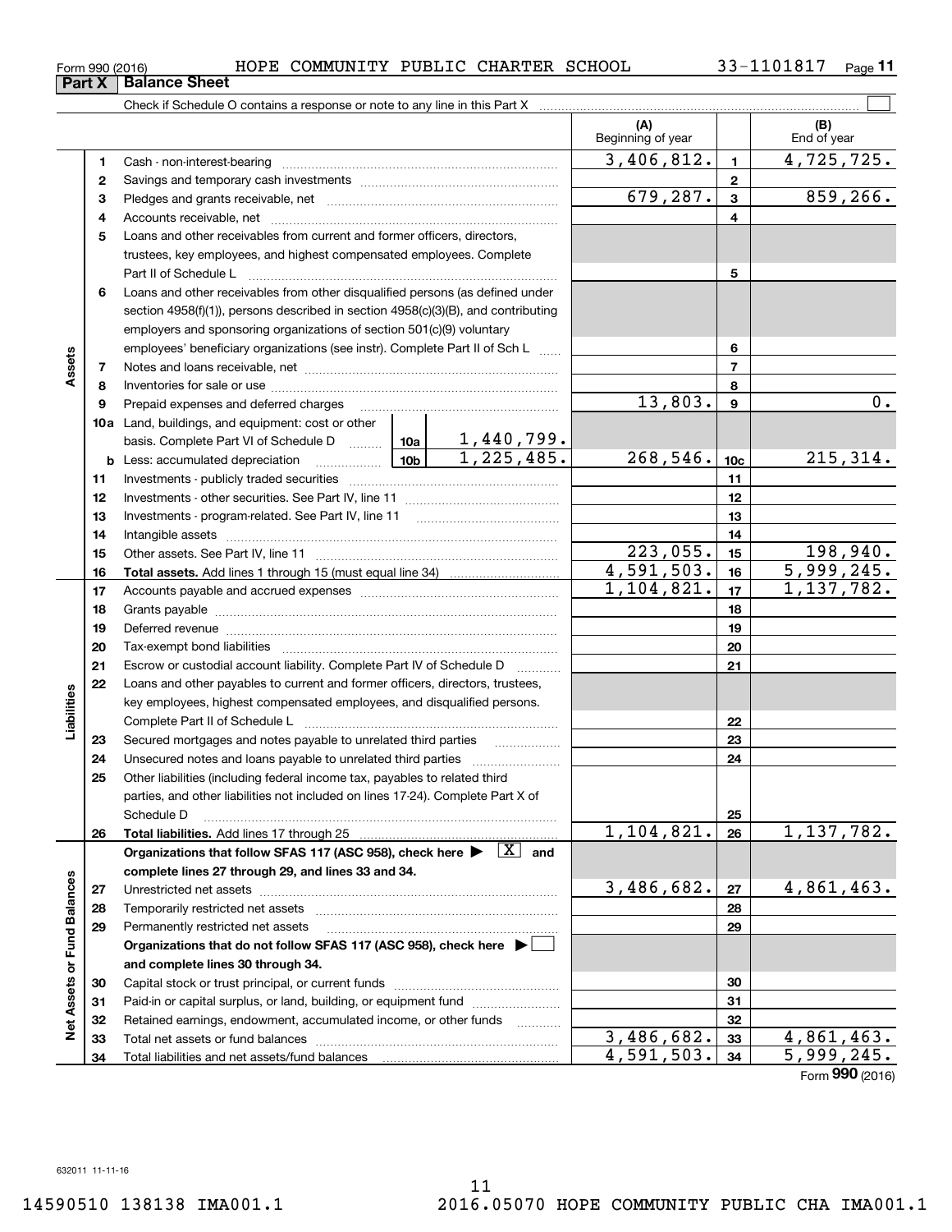Form 990 (2016) HOPE COMMUNITY PUBLIC CHARTER SCHOOL 33-1101817

## Part X Balance Sheet

Check if Schedule O contains a response or note to any line in this Part X

| Section | Line | Description | (A) Beginning of year | Line | (B) End of year |
|---|---|---|---|---|---|
| Assets | 1 | Cash - non-interest-bearing | 3,406,812. | 1 | 4,725,725. |
| | 2 | Savings and temporary cash investments | | 2 | |
| | 3 | Pledges and grants receivable, net | 679,287. | 3 | 859,266. |
| | 4 | Accounts receivable, net | | 4 | |
| | 5 | Loans and other receivables from current and former officers, directors, trustees, key employees, and highest compensated employees. Complete Part II of Schedule L | | 5 | |
| | 6 | Loans and other receivables from other disqualified persons (as defined under section 4958(f)(1)), persons described in section 4958(c)(3)(B), and contributing employers and sponsoring organizations of section 501(c)(9) voluntary employees' beneficiary organizations (see instr). Complete Part II of Sch L | | 6 | |
| | 7 | Notes and loans receivable, net | | 7 | |
| | 8 | Inventories for sale or use | | 8 | |
| | 9 | Prepaid expenses and deferred charges | 13,803. | 9 | 0. |
| | 10a | Land, buildings, and equipment: cost or other basis. Complete Part VI of Schedule D — 10a: 1,440,799. | | | |
| | b | Less: accumulated depreciation — 10b: 1,225,485. | 268,546. | 10c | 215,314. |
| | 11 | Investments - publicly traded securities | | 11 | |
| | 12 | Investments - other securities. See Part IV, line 11 | | 12 | |
| | 13 | Investments - program-related. See Part IV, line 11 | | 13 | |
| | 14 | Intangible assets | | 14 | |
| | 15 | Other assets. See Part IV, line 11 | 223,055. | 15 | 198,940. |
| | 16 | **Total assets.** Add lines 1 through 15 (must equal line 34) | 4,591,503. | 16 | 5,999,245. |
| Liabilities | 17 | Accounts payable and accrued expenses | 1,104,821. | 17 | 1,137,782. |
| | 18 | Grants payable | | 18 | |
| | 19 | Deferred revenue | | 19 | |
| | 20 | Tax-exempt bond liabilities | | 20 | |
| | 21 | Escrow or custodial account liability. Complete Part IV of Schedule D | | 21 | |
| | 22 | Loans and other payables to current and former officers, directors, trustees, key employees, highest compensated employees, and disqualified persons. Complete Part II of Schedule L | | 22 | |
| | 23 | Secured mortgages and notes payable to unrelated third parties | | 23 | |
| | 24 | Unsecured notes and loans payable to unrelated third parties | | 24 | |
| | 25 | Other liabilities (including federal income tax, payables to related third parties, and other liabilities not included on lines 17-24). Complete Part X of Schedule D | | 25 | |
| | 26 | **Total liabilities.** Add lines 17 through 25 | 1,104,821. | 26 | 1,137,782. |
| Net Assets or Fund Balances | | **Organizations that follow SFAS 117 (ASC 958), check here ▶ [X] and complete lines 27 through 29, and lines 33 and 34.** | | | |
| | 27 | Unrestricted net assets | 3,486,682. | 27 | 4,861,463. |
| | 28 | Temporarily restricted net assets | | 28 | |
| | 29 | Permanently restricted net assets | | 29 | |
| | | **Organizations that do not follow SFAS 117 (ASC 958), check here ▶ [ ] and complete lines 30 through 34.** | | | |
| | 30 | Capital stock or trust principal, or current funds | | 30 | |
| | 31 | Paid-in or capital surplus, or land, building, or equipment fund | | 31 | |
| | 32 | Retained earnings, endowment, accumulated income, or other funds | | 32 | |
| | 33 | Total net assets or fund balances | 3,486,682. | 33 | 4,861,463. |
| | 34 | Total liabilities and net assets/fund balances | 4,591,503. | 34 | 5,999,245. |

Form **990** (2016)

632011 11-11-16

14590510 138138 IMA001.1 2016.05070 HOPE COMMUNITY PUBLIC CHA IMA001.1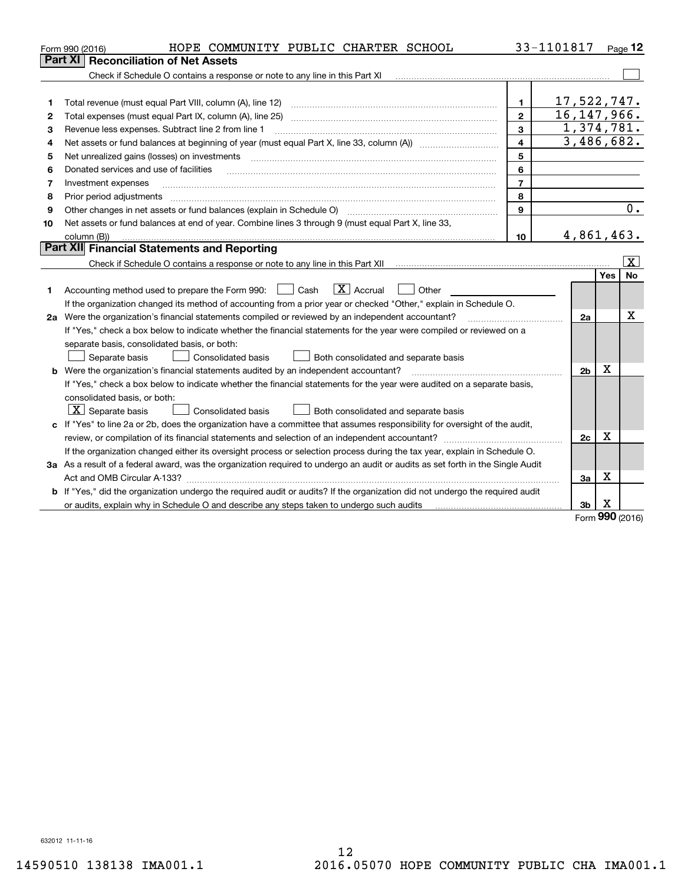Form 990 (2016) HOPE COMMUNITY PUBLIC CHARTER SCHOOL 33-1101817

## Part XI Reconciliation of Net Assets

Check if Schedule O contains a response or note to any line in this Part XI ☐

| | | | |
|---|---|---|---|
| 1 | Total revenue (must equal Part VIII, column (A), line 12) | 1 | 17,522,747. |
| 2 | Total expenses (must equal Part IX, column (A), line 25) | 2 | 16,147,966. |
| 3 | Revenue less expenses. Subtract line 2 from line 1 | 3 | 1,374,781. |
| 4 | Net assets or fund balances at beginning of year (must equal Part X, line 33, column (A)) | 4 | 3,486,682. |
| 5 | Net unrealized gains (losses) on investments | 5 | |
| 6 | Donated services and use of facilities | 6 | |
| 7 | Investment expenses | 7 | |
| 8 | Prior period adjustments | 8 | |
| 9 | Other changes in net assets or fund balances (explain in Schedule O) | 9 | 0. |
| 10 | Net assets or fund balances at end of year. Combine lines 3 through 9 (must equal Part X, line 33, column (B)) | 10 | 4,861,463. |

## Part XII Financial Statements and Reporting

Check if Schedule O contains a response or note to any line in this Part XII ☒

| | | | Yes | No |
|---|---|---|---|---|
| 1 | Accounting method used to prepare the Form 990: ☐ Cash ☒ Accrual ☐ Other<br>If the organization changed its method of accounting from a prior year or checked "Other," explain in Schedule O. | | | |
| 2a | Were the organization's financial statements compiled or reviewed by an independent accountant?<br>If "Yes," check a box below to indicate whether the financial statements for the year were compiled or reviewed on a separate basis, consolidated basis, or both:<br>☐ Separate basis ☐ Consolidated basis ☐ Both consolidated and separate basis | 2a | | X |
| b | Were the organization's financial statements audited by an independent accountant?<br>If "Yes," check a box below to indicate whether the financial statements for the year were audited on a separate basis, consolidated basis, or both:<br>☒ Separate basis ☐ Consolidated basis ☐ Both consolidated and separate basis | 2b | X | |
| c | If "Yes" to line 2a or 2b, does the organization have a committee that assumes responsibility for oversight of the audit, review, or compilation of its financial statements and selection of an independent accountant?<br>If the organization changed either its oversight process or selection process during the tax year, explain in Schedule O. | 2c | X | |
| 3a | As a result of a federal award, was the organization required to undergo an audit or audits as set forth in the Single Audit Act and OMB Circular A-133? | 3a | X | |
| b | If "Yes," did the organization undergo the required audit or audits? If the organization did not undergo the required audit or audits, explain why in Schedule O and describe any steps taken to undergo such audits | 3b | X | |

Form **990** (2016)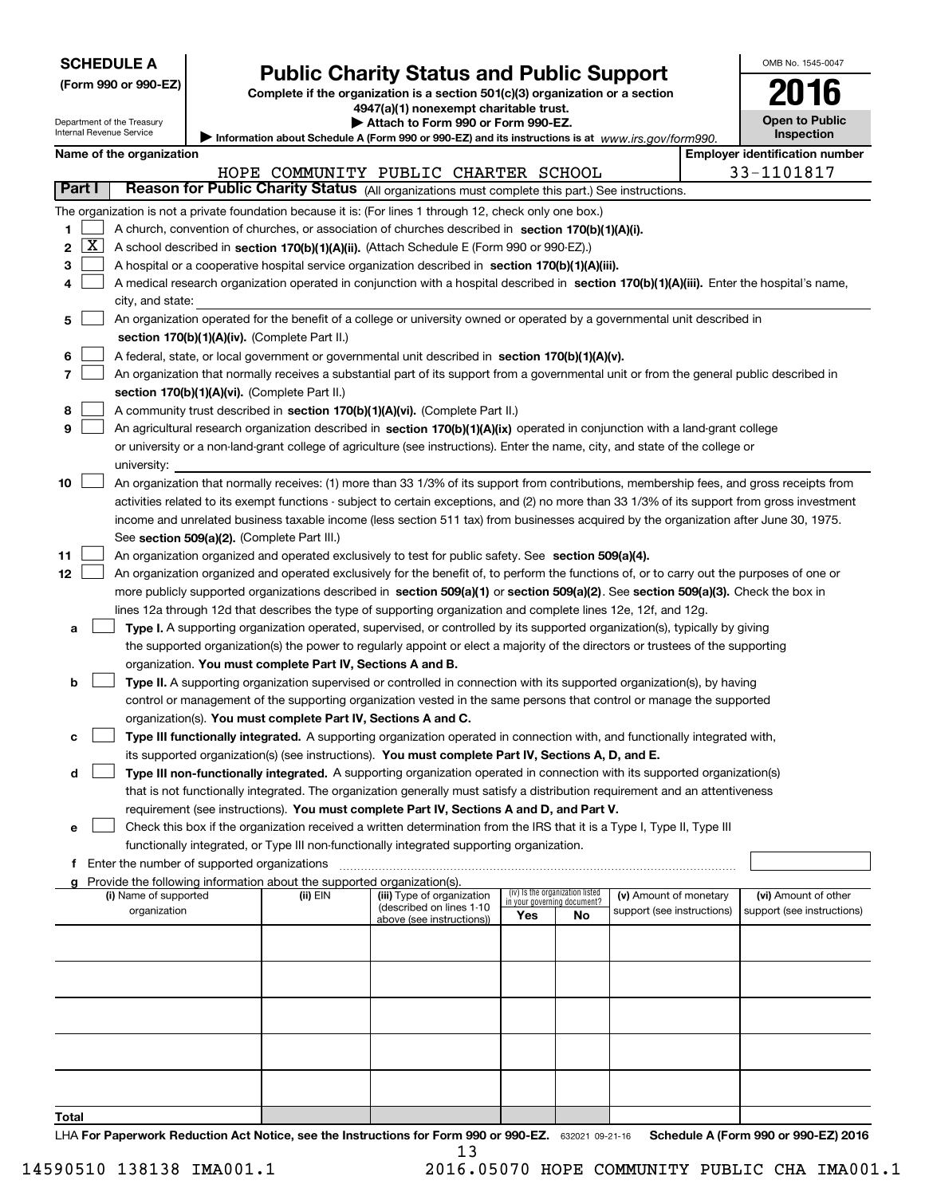**SCHEDULE A**
**(Form 990 or 990-EZ)**

Department of the Treasury
Internal Revenue Service

# Public Charity Status and Public Support

**Complete if the organization is a section 501(c)(3) organization or a section 4947(a)(1) nonexempt charitable trust.**
**▶ Attach to Form 990 or Form 990-EZ.**
**▶ Information about Schedule A (Form 990 or 990-EZ) and its instructions is at** *www.irs.gov/form990.*

OMB No. 1545-0047

**2016**

**Open to Public Inspection**

**Name of the organization:** HOPE COMMUNITY PUBLIC CHARTER SCHOOL

**Employer identification number:** 33-1101817

## Part I — Reason for Public Charity Status (All organizations must complete this part.) See instructions.

The organization is not a private foundation because it is: (For lines 1 through 12, check only one box.)

1. [ ] A church, convention of churches, or association of churches described in **section 170(b)(1)(A)(i).**
2. [X] A school described in **section 170(b)(1)(A)(ii).** (Attach Schedule E (Form 990 or 990-EZ).)
3. [ ] A hospital or a cooperative hospital service organization described in **section 170(b)(1)(A)(iii).**
4. [ ] A medical research organization operated in conjunction with a hospital described in **section 170(b)(1)(A)(iii).** Enter the hospital's name, city, and state:
5. [ ] An organization operated for the benefit of a college or university owned or operated by a governmental unit described in **section 170(b)(1)(A)(iv).** (Complete Part II.)
6. [ ] A federal, state, or local government or governmental unit described in **section 170(b)(1)(A)(v).**
7. [ ] An organization that normally receives a substantial part of its support from a governmental unit or from the general public described in **section 170(b)(1)(A)(vi).** (Complete Part II.)
8. [ ] A community trust described in **section 170(b)(1)(A)(vi).** (Complete Part II.)
9. [ ] An agricultural research organization described in **section 170(b)(1)(A)(ix)** operated in conjunction with a land-grant college or university or a non-land-grant college of agriculture (see instructions). Enter the name, city, and state of the college or university:
10. [ ] An organization that normally receives: (1) more than 33 1/3% of its support from contributions, membership fees, and gross receipts from activities related to its exempt functions - subject to certain exceptions, and (2) no more than 33 1/3% of its support from gross investment income and unrelated business taxable income (less section 511 tax) from businesses acquired by the organization after June 30, 1975. See **section 509(a)(2).** (Complete Part III.)
11. [ ] An organization organized and operated exclusively to test for public safety. See **section 509(a)(4).**
12. [ ] An organization organized and operated exclusively for the benefit of, to perform the functions of, or to carry out the purposes of one or more publicly supported organizations described in **section 509(a)(1)** or **section 509(a)(2).** See **section 509(a)(3).** Check the box in lines 12a through 12d that describes the type of supporting organization and complete lines 12e, 12f, and 12g.
   - **a** [ ] **Type I.** A supporting organization operated, supervised, or controlled by its supported organization(s), typically by giving the supported organization(s) the power to regularly appoint or elect a majority of the directors or trustees of the supporting organization. **You must complete Part IV, Sections A and B.**
   - **b** [ ] **Type II.** A supporting organization supervised or controlled in connection with its supported organization(s), by having control or management of the supporting organization vested in the same persons that control or manage the supported organization(s). **You must complete Part IV, Sections A and C.**
   - **c** [ ] **Type III functionally integrated.** A supporting organization operated in connection with, and functionally integrated with, its supported organization(s) (see instructions). **You must complete Part IV, Sections A, D, and E.**
   - **d** [ ] **Type III non-functionally integrated.** A supporting organization operated in connection with its supported organization(s) that is not functionally integrated. The organization generally must satisfy a distribution requirement and an attentiveness requirement (see instructions). **You must complete Part IV, Sections A and D, and Part V.**
   - **e** [ ] Check this box if the organization received a written determination from the IRS that it is a Type I, Type II, Type III functionally integrated, or Type III non-functionally integrated supporting organization.
   - **f** Enter the number of supported organizations
   - **g** Provide the following information about the supported organization(s).

| (i) Name of supported organization | (ii) EIN | (iii) Type of organization (described on lines 1-10 above (see instructions)) | (iv) Is the organization listed in your governing document? Yes | No | (v) Amount of monetary support (see instructions) | (vi) Amount of other support (see instructions) |
|---|---|---|---|---|---|---|
| | | | | | | |
| | | | | | | |
| | | | | | | |
| | | | | | | |
| | | | | | | |
| **Total** | | | | | | |

LHA **For Paperwork Reduction Act Notice, see the Instructions for Form 990 or 990-EZ.** 632021 09-21-16 **Schedule A (Form 990 or 990-EZ) 2016**

14590510 138138 IMA001.1 2016.05070 HOPE COMMUNITY PUBLIC CHA IMA001.1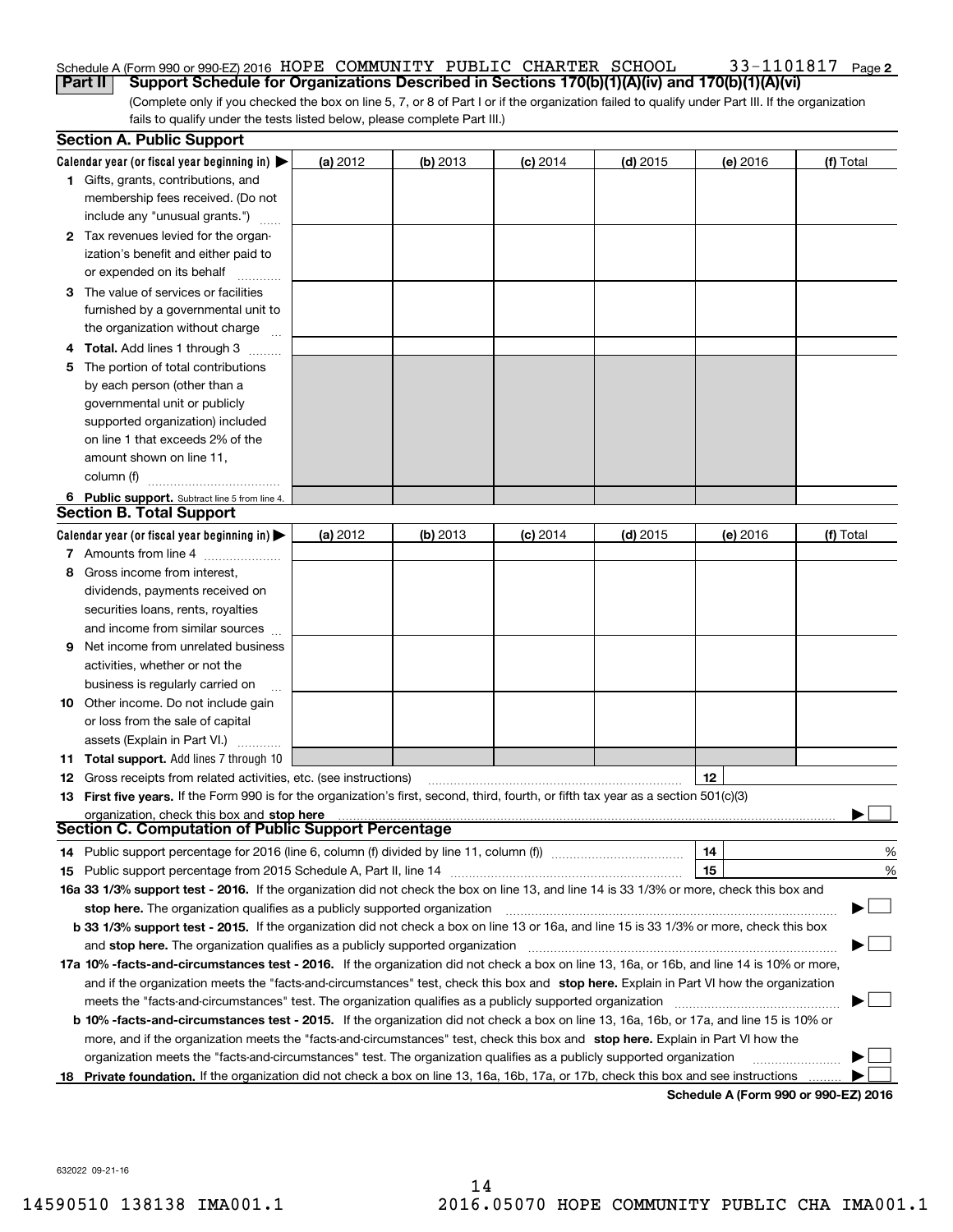Schedule A (Form 990 or 990-EZ) 2016 HOPE COMMUNITY PUBLIC CHARTER SCHOOL 33-1101817 Page 2

**Part II Support Schedule for Organizations Described in Sections 170(b)(1)(A)(iv) and 170(b)(1)(A)(vi)**

(Complete only if you checked the box on line 5, 7, or 8 of Part I or if the organization failed to qualify under Part III. If the organization fails to qualify under the tests listed below, please complete Part III.)

**Section A. Public Support**

| Calendar year (or fiscal year beginning in) ▶ | (a) 2012 | (b) 2013 | (c) 2014 | (d) 2015 | (e) 2016 | (f) Total |
|---|---|---|---|---|---|---|
| 1 Gifts, grants, contributions, and membership fees received. (Do not include any "unusual grants.") | | | | | | |
| 2 Tax revenues levied for the organization's benefit and either paid to or expended on its behalf | | | | | | |
| 3 The value of services or facilities furnished by a governmental unit to the organization without charge | | | | | | |
| 4 **Total.** Add lines 1 through 3 | | | | | | |
| 5 The portion of total contributions by each person (other than a governmental unit or publicly supported organization) included on line 1 that exceeds 2% of the amount shown on line 11, column (f) | | | | | | |
| 6 **Public support.** Subtract line 5 from line 4. | | | | | | |

**Section B. Total Support**

| Calendar year (or fiscal year beginning in) ▶ | (a) 2012 | (b) 2013 | (c) 2014 | (d) 2015 | (e) 2016 | (f) Total |
|---|---|---|---|---|---|---|
| 7 Amounts from line 4 | | | | | | |
| 8 Gross income from interest, dividends, payments received on securities loans, rents, royalties and income from similar sources | | | | | | |
| 9 Net income from unrelated business activities, whether or not the business is regularly carried on | | | | | | |
| 10 Other income. Do not include gain or loss from the sale of capital assets (Explain in Part VI.) | | | | | | |
| 11 **Total support.** Add lines 7 through 10 | | | | | | |

12 Gross receipts from related activities, etc. (see instructions) 12

13 **First five years.** If the Form 990 is for the organization's first, second, third, fourth, or fifth tax year as a section 501(c)(3) organization, check this box and **stop here** ▶ ☐

**Section C. Computation of Public Support Percentage**

14 Public support percentage for 2016 (line 6, column (f) divided by line 11, column (f)) 14 %

15 Public support percentage from 2015 Schedule A, Part II, line 14 15 %

**16a 33 1/3% support test - 2016.** If the organization did not check the box on line 13, and line 14 is 33 1/3% or more, check this box and **stop here.** The organization qualifies as a publicly supported organization ▶ ☐

**b 33 1/3% support test - 2015.** If the organization did not check a box on line 13 or 16a, and line 15 is 33 1/3% or more, check this box and **stop here.** The organization qualifies as a publicly supported organization ▶ ☐

**17a 10% -facts-and-circumstances test - 2016.** If the organization did not check a box on line 13, 16a, or 16b, and line 14 is 10% or more, and if the organization meets the "facts-and-circumstances" test, check this box and **stop here.** Explain in Part VI how the organization meets the "facts-and-circumstances" test. The organization qualifies as a publicly supported organization ▶ ☐

**b 10% -facts-and-circumstances test - 2015.** If the organization did not check a box on line 13, 16a, 16b, or 17a, and line 15 is 10% or more, and if the organization meets the "facts-and-circumstances" test, check this box and **stop here.** Explain in Part VI how the organization meets the "facts-and-circumstances" test. The organization qualifies as a publicly supported organization ▶ ☐

**18 Private foundation.** If the organization did not check a box on line 13, 16a, 16b, 17a, or 17b, check this box and see instructions ▶ ☐

**Schedule A (Form 990 or 990-EZ) 2016**

632022 09-21-16

14590510 138138 IMA001.1 2016.05070 HOPE COMMUNITY PUBLIC CHA IMA001.1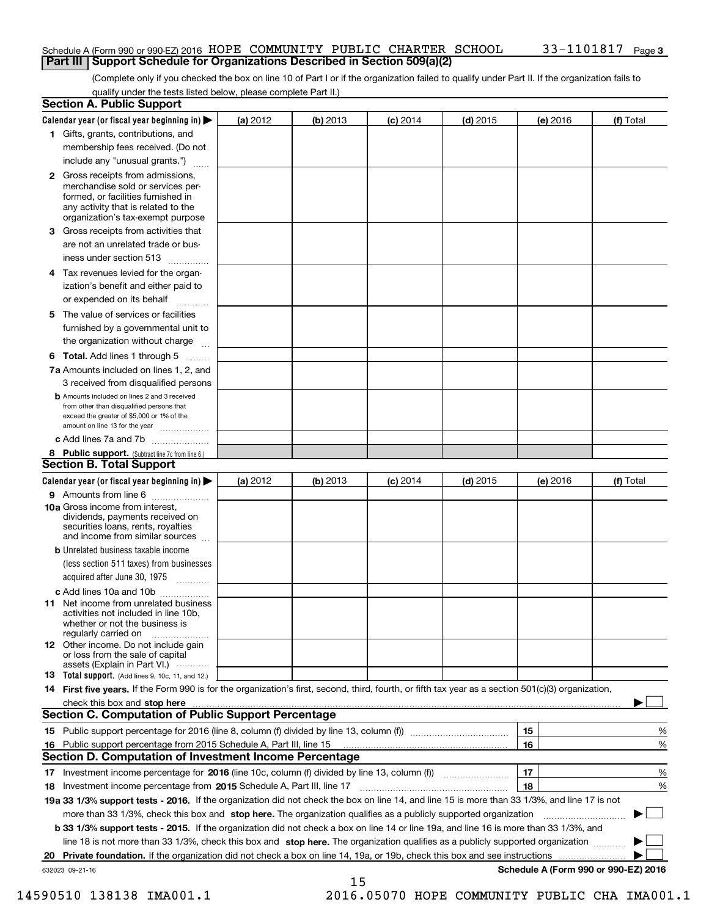Schedule A (Form 990 or 990-EZ) 2016 HOPE COMMUNITY PUBLIC CHARTER SCHOOL 33-1101817 Page 3

## Part III Support Schedule for Organizations Described in Section 509(a)(2)

(Complete only if you checked the box on line 10 of Part I or if the organization failed to qualify under Part II. If the organization fails to qualify under the tests listed below, please complete Part II.)

### Section A. Public Support

| Calendar year (or fiscal year beginning in) ▶ | (a) 2012 | (b) 2013 | (c) 2014 | (d) 2015 | (e) 2016 | (f) Total |
|---|---|---|---|---|---|---|
| 1 Gifts, grants, contributions, and membership fees received. (Do not include any "unusual grants.") | | | | | | |
| 2 Gross receipts from admissions, merchandise sold or services performed, or facilities furnished in any activity that is related to the organization's tax-exempt purpose | | | | | | |
| 3 Gross receipts from activities that are not an unrelated trade or business under section 513 | | | | | | |
| 4 Tax revenues levied for the organization's benefit and either paid to or expended on its behalf | | | | | | |
| 5 The value of services or facilities furnished by a governmental unit to the organization without charge | | | | | | |
| 6 Total. Add lines 1 through 5 | | | | | | |
| 7a Amounts included on lines 1, 2, and 3 received from disqualified persons | | | | | | |
| b Amounts included on lines 2 and 3 received from other than disqualified persons that exceed the greater of $5,000 or 1% of the amount on line 13 for the year | | | | | | |
| c Add lines 7a and 7b | | | | | | |
| 8 Public support. (Subtract line 7c from line 6.) | | | | | | |

### Section B. Total Support

| Calendar year (or fiscal year beginning in) ▶ | (a) 2012 | (b) 2013 | (c) 2014 | (d) 2015 | (e) 2016 | (f) Total |
|---|---|---|---|---|---|---|
| 9 Amounts from line 6 | | | | | | |
| 10a Gross income from interest, dividends, payments received on securities loans, rents, royalties and income from similar sources | | | | | | |
| b Unrelated business taxable income (less section 511 taxes) from businesses acquired after June 30, 1975 | | | | | | |
| c Add lines 10a and 10b | | | | | | |
| 11 Net income from unrelated business activities not included in line 10b, whether or not the business is regularly carried on | | | | | | |
| 12 Other income. Do not include gain or loss from the sale of capital assets (Explain in Part VI.) | | | | | | |
| 13 Total support. (Add lines 9, 10c, 11, and 12.) | | | | | | |

14 First five years. If the Form 990 is for the organization's first, second, third, fourth, or fifth tax year as a section 501(c)(3) organization, check this box and stop here ▶ ☐

### Section C. Computation of Public Support Percentage

| | | | |
|---|---|---|---|
| 15 | Public support percentage for 2016 (line 8, column (f) divided by line 13, column (f)) | 15 | % |
| 16 | Public support percentage from 2015 Schedule A, Part III, line 15 | 16 | % |

### Section D. Computation of Investment Income Percentage

| | | | |
|---|---|---|---|
| 17 | Investment income percentage for 2016 (line 10c, column (f) divided by line 13, column (f)) | 17 | % |
| 18 | Investment income percentage from 2015 Schedule A, Part III, line 17 | 18 | % |

19a 33 1/3% support tests - 2016. If the organization did not check the box on line 14, and line 15 is more than 33 1/3%, and line 17 is not more than 33 1/3%, check this box and stop here. The organization qualifies as a publicly supported organization ▶ ☐

b 33 1/3% support tests - 2015. If the organization did not check a box on line 14 or line 19a, and line 16 is more than 33 1/3%, and line 18 is not more than 33 1/3%, check this box and stop here. The organization qualifies as a publicly supported organization ▶ ☐

20 Private foundation. If the organization did not check a box on line 14, 19a, or 19b, check this box and see instructions ▶ ☐

632023 09-21-16 Schedule A (Form 990 or 990-EZ) 2016

14590510 138138 IMA001.1 2016.05070 HOPE COMMUNITY PUBLIC CHA IMA001.1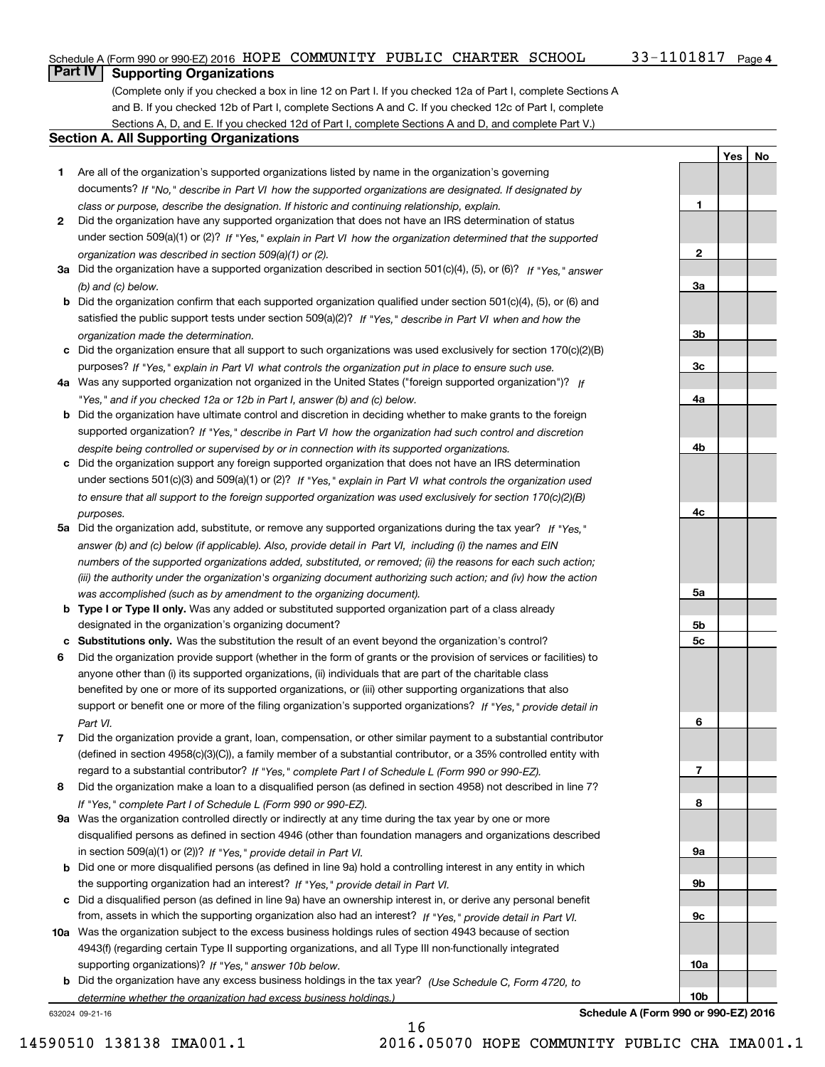Schedule A (Form 990 or 990-EZ) 2016 HOPE COMMUNITY PUBLIC CHARTER SCHOOL 33-1101817 Page 4

## Part IV Supporting Organizations

(Complete only if you checked a box in line 12 on Part I. If you checked 12a of Part I, complete Sections A and B. If you checked 12b of Part I, complete Sections A and C. If you checked 12c of Part I, complete Sections A, D, and E. If you checked 12d of Part I, complete Sections A and D, and complete Part V.)

### Section A. All Supporting Organizations

| | | | Yes | No |
|---|---|---|---|---|
| 1 | Are all of the organization's supported organizations listed by name in the organization's governing documents? *If "No," describe in Part VI how the supported organizations are designated. If designated by class or purpose, describe the designation. If historic and continuing relationship, explain.* | 1 | | |
| 2 | Did the organization have any supported organization that does not have an IRS determination of status under section 509(a)(1) or (2)? *If "Yes," explain in Part VI how the organization determined that the supported organization was described in section 509(a)(1) or (2).* | 2 | | |
| 3a | Did the organization have a supported organization described in section 501(c)(4), (5), or (6)? *If "Yes," answer (b) and (c) below.* | 3a | | |
| b | Did the organization confirm that each supported organization qualified under section 501(c)(4), (5), or (6) and satisfied the public support tests under section 509(a)(2)? *If "Yes," describe in Part VI when and how the organization made the determination.* | 3b | | |
| c | Did the organization ensure that all support to such organizations was used exclusively for section 170(c)(2)(B) purposes? *If "Yes," explain in Part VI what controls the organization put in place to ensure such use.* | 3c | | |
| 4a | Was any supported organization not organized in the United States ("foreign supported organization")? *If "Yes," and if you checked 12a or 12b in Part I, answer (b) and (c) below.* | 4a | | |
| b | Did the organization have ultimate control and discretion in deciding whether to make grants to the foreign supported organization? *If "Yes," describe in Part VI how the organization had such control and discretion despite being controlled or supervised by or in connection with its supported organizations.* | 4b | | |
| c | Did the organization support any foreign supported organization that does not have an IRS determination under sections 501(c)(3) and 509(a)(1) or (2)? *If "Yes," explain in Part VI what controls the organization used to ensure that all support to the foreign supported organization was used exclusively for section 170(c)(2)(B) purposes.* | 4c | | |
| 5a | Did the organization add, substitute, or remove any supported organizations during the tax year? *If "Yes," answer (b) and (c) below (if applicable). Also, provide detail in Part VI, including (i) the names and EIN numbers of the supported organizations added, substituted, or removed; (ii) the reasons for each such action; (iii) the authority under the organization's organizing document authorizing such action; and (iv) how the action was accomplished (such as by amendment to the organizing document).* | 5a | | |
| b | **Type I or Type II only.** Was any added or substituted supported organization part of a class already designated in the organization's organizing document? | 5b | | |
| c | **Substitutions only.** Was the substitution the result of an event beyond the organization's control? | 5c | | |
| 6 | Did the organization provide support (whether in the form of grants or the provision of services or facilities) to anyone other than (i) its supported organizations, (ii) individuals that are part of the charitable class benefited by one or more of its supported organizations, or (iii) other supporting organizations that also support or benefit one or more of the filing organization's supported organizations? *If "Yes," provide detail in Part VI.* | 6 | | |
| 7 | Did the organization provide a grant, loan, compensation, or other similar payment to a substantial contributor (defined in section 4958(c)(3)(C)), a family member of a substantial contributor, or a 35% controlled entity with regard to a substantial contributor? *If "Yes," complete Part I of Schedule L (Form 990 or 990-EZ).* | 7 | | |
| 8 | Did the organization make a loan to a disqualified person (as defined in section 4958) not described in line 7? *If "Yes," complete Part I of Schedule L (Form 990 or 990-EZ).* | 8 | | |
| 9a | Was the organization controlled directly or indirectly at any time during the tax year by one or more disqualified persons as defined in section 4946 (other than foundation managers and organizations described in section 509(a)(1) or (2))? *If "Yes," provide detail in Part VI.* | 9a | | |
| b | Did one or more disqualified persons (as defined in line 9a) hold a controlling interest in any entity in which the supporting organization had an interest? *If "Yes," provide detail in Part VI.* | 9b | | |
| c | Did a disqualified person (as defined in line 9a) have an ownership interest in, or derive any personal benefit from, assets in which the supporting organization also had an interest? *If "Yes," provide detail in Part VI.* | 9c | | |
| 10a | Was the organization subject to the excess business holdings rules of section 4943 because of section 4943(f) (regarding certain Type II supporting organizations, and all Type III non-functionally integrated supporting organizations)? *If "Yes," answer 10b below.* | 10a | | |
| b | Did the organization have any excess business holdings in the tax year? *(Use Schedule C, Form 4720, to determine whether the organization had excess business holdings.)* | 10b | | |

632024 09-21-16 **Schedule A (Form 990 or 990-EZ) 2016**

14590510 138138 IMA001.1 2016.05070 HOPE COMMUNITY PUBLIC CHA IMA001.1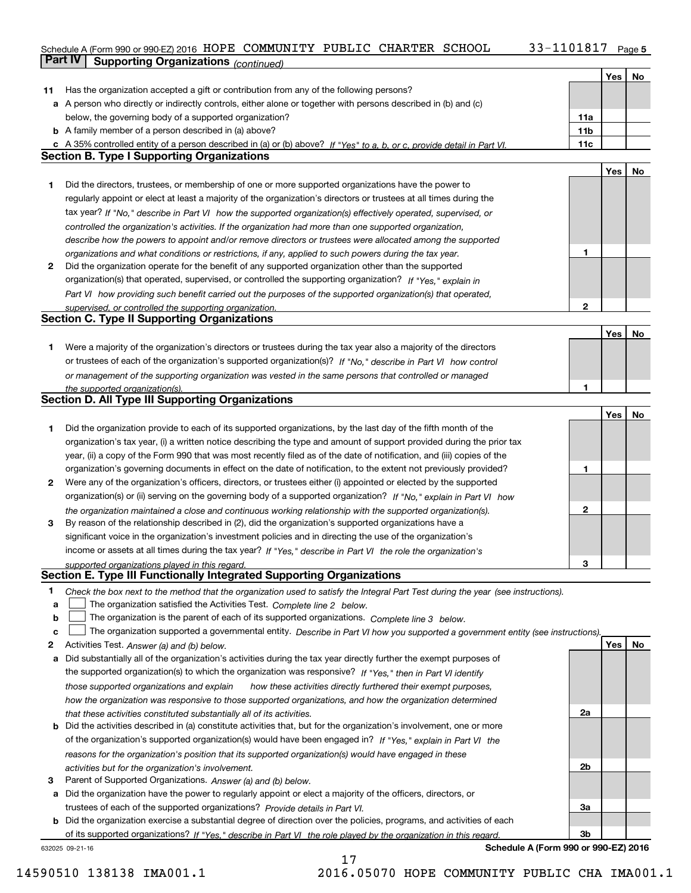Schedule A (Form 990 or 990-EZ) 2016 HOPE COMMUNITY PUBLIC CHARTER SCHOOL 33-1101817

## Part IV Supporting Organizations *(continued)*

| | | | Yes | No |
|---|---|---|---|---|
| **11** | Has the organization accepted a gift or contribution from any of the following persons? | | | |
| **a** | A person who directly or indirectly controls, either alone or together with persons described in (b) and (c) below, the governing body of a supported organization? | 11a | | |
| **b** | A family member of a person described in (a) above? | 11b | | |
| **c** | A 35% controlled entity of a person described in (a) or (b) above? *If "Yes" to a, b, or c, provide detail in Part VI.* | 11c | | |

### Section B. Type I Supporting Organizations

| | | | Yes | No |
|---|---|---|---|---|
| **1** | Did the directors, trustees, or membership of one or more supported organizations have the power to regularly appoint or elect at least a majority of the organization's directors or trustees at all times during the tax year? *If "No," describe in Part VI how the supported organization(s) effectively operated, supervised, or controlled the organization's activities. If the organization had more than one supported organization, describe how the powers to appoint and/or remove directors or trustees were allocated among the supported organizations and what conditions or restrictions, if any, applied to such powers during the tax year.* | 1 | | |
| **2** | Did the organization operate for the benefit of any supported organization other than the supported organization(s) that operated, supervised, or controlled the supporting organization? *If "Yes," explain in Part VI how providing such benefit carried out the purposes of the supported organization(s) that operated, supervised, or controlled the supporting organization.* | 2 | | |

### Section C. Type II Supporting Organizations

| | | | Yes | No |
|---|---|---|---|---|
| **1** | Were a majority of the organization's directors or trustees during the tax year also a majority of the directors or trustees of each of the organization's supported organization(s)? *If "No," describe in Part VI how control or management of the supporting organization was vested in the same persons that controlled or managed the supported organization(s).* | 1 | | |

### Section D. All Type III Supporting Organizations

| | | | Yes | No |
|---|---|---|---|---|
| **1** | Did the organization provide to each of its supported organizations, by the last day of the fifth month of the organization's tax year, (i) a written notice describing the type and amount of support provided during the prior tax year, (ii) a copy of the Form 990 that was most recently filed as of the date of notification, and (iii) copies of the organization's governing documents in effect on the date of notification, to the extent not previously provided? | 1 | | |
| **2** | Were any of the organization's officers, directors, or trustees either (i) appointed or elected by the supported organization(s) or (ii) serving on the governing body of a supported organization? *If "No," explain in Part VI how the organization maintained a close and continuous working relationship with the supported organization(s).* | 2 | | |
| **3** | By reason of the relationship described in (2), did the organization's supported organizations have a significant voice in the organization's investment policies and in directing the use of the organization's income or assets at all times during the tax year? *If "Yes," describe in Part VI the role the organization's supported organizations played in this regard.* | 3 | | |

### Section E. Type III Functionally Integrated Supporting Organizations

**1** *Check the box next to the method that the organization used to satisfy the Integral Part Test during the year (see instructions).*

- **a** ☐ The organization satisfied the Activities Test. *Complete line 2 below.*
- **b** ☐ The organization is the parent of each of its supported organizations. *Complete line 3 below.*
- **c** ☐ The organization supported a governmental entity. *Describe in Part VI how you supported a government entity (see instructions).*

| | | | Yes | No |
|---|---|---|---|---|
| **2** | Activities Test. *Answer (a) and (b) below.* | | | |
| **a** | Did substantially all of the organization's activities during the tax year directly further the exempt purposes of the supported organization(s) to which the organization was responsive? *If "Yes," then in Part VI identify those supported organizations and explain how these activities directly furthered their exempt purposes, how the organization was responsive to those supported organizations, and how the organization determined that these activities constituted substantially all of its activities.* | 2a | | |
| **b** | Did the activities described in (a) constitute activities that, but for the organization's involvement, one or more of the organization's supported organization(s) would have been engaged in? *If "Yes," explain in Part VI the reasons for the organization's position that its supported organization(s) would have engaged in these activities but for the organization's involvement.* | 2b | | |
| **3** | Parent of Supported Organizations. *Answer (a) and (b) below.* | | | |
| **a** | Did the organization have the power to regularly appoint or elect a majority of the officers, directors, or trustees of each of the supported organizations? *Provide details in Part VI.* | 3a | | |
| **b** | Did the organization exercise a substantial degree of direction over the policies, programs, and activities of each of its supported organizations? *If "Yes," describe in Part VI the role played by the organization in this regard.* | 3b | | |

632025 09-21-16 **Schedule A (Form 990 or 990-EZ) 2016**

14590510 138138 IMA001.1 2016.05070 HOPE COMMUNITY PUBLIC CHA IMA001.1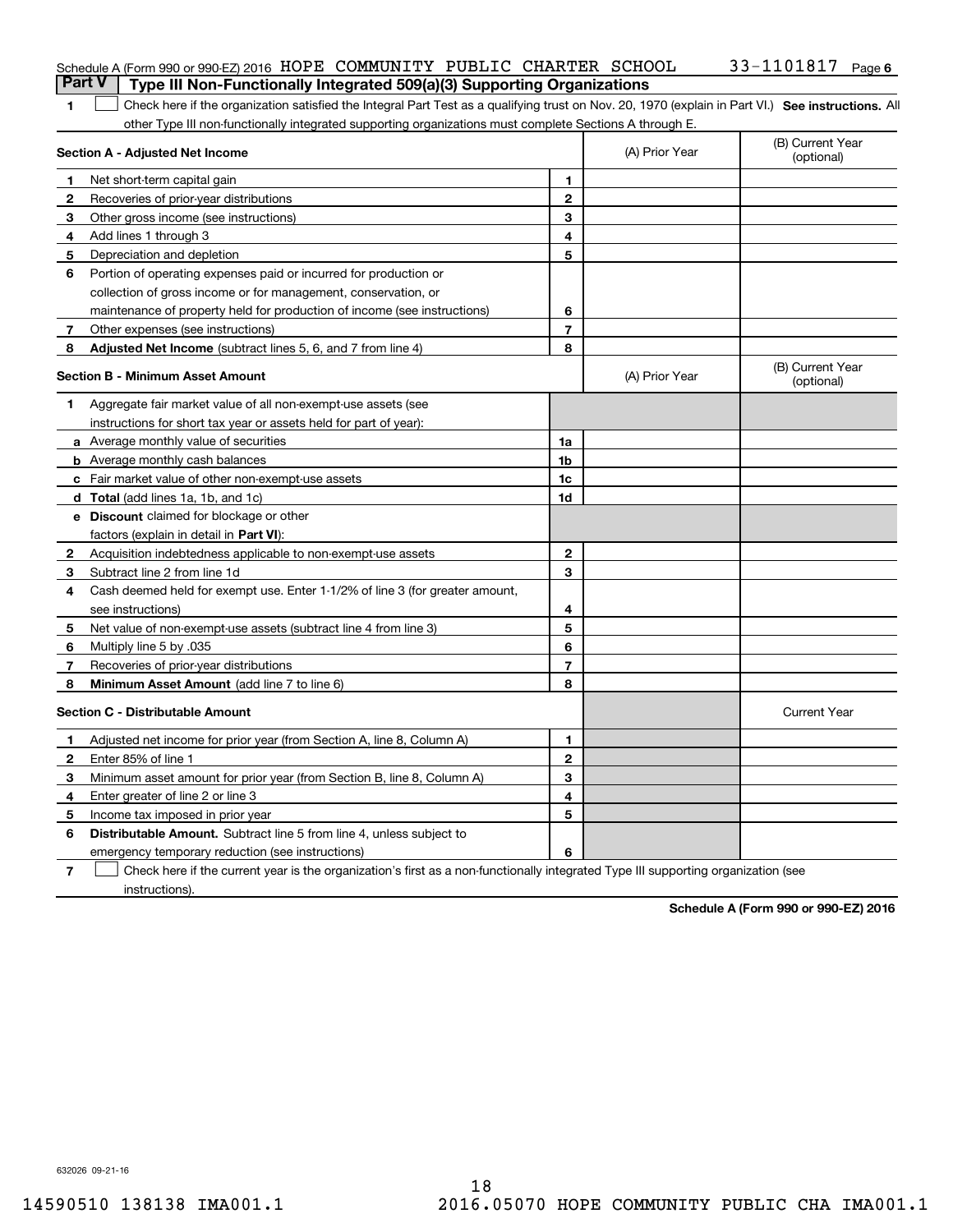Schedule A (Form 990 or 990-EZ) 2016 HOPE COMMUNITY PUBLIC CHARTER SCHOOL 33-1101817 Page 6

## Part V Type III Non-Functionally Integrated 509(a)(3) Supporting Organizations

1 ☐ Check here if the organization satisfied the Integral Part Test as a qualifying trust on Nov. 20, 1970 (explain in Part VI.) **See instructions.** All other Type III non-functionally integrated supporting organizations must complete Sections A through E.

| **Section A - Adjusted Net Income** | | | (A) Prior Year | (B) Current Year (optional) |
|---|---|---|---|---|
| 1 | Net short-term capital gain | 1 | | |
| 2 | Recoveries of prior-year distributions | 2 | | |
| 3 | Other gross income (see instructions) | 3 | | |
| 4 | Add lines 1 through 3 | 4 | | |
| 5 | Depreciation and depletion | 5 | | |
| 6 | Portion of operating expenses paid or incurred for production or collection of gross income or for management, conservation, or maintenance of property held for production of income (see instructions) | 6 | | |
| 7 | Other expenses (see instructions) | 7 | | |
| 8 | **Adjusted Net Income** (subtract lines 5, 6, and 7 from line 4) | 8 | | |

| **Section B - Minimum Asset Amount** | | | (A) Prior Year | (B) Current Year (optional) |
|---|---|---|---|---|
| 1 | Aggregate fair market value of all non-exempt-use assets (see instructions for short tax year or assets held for part of year): | | | |
| a | Average monthly value of securities | 1a | | |
| b | Average monthly cash balances | 1b | | |
| c | Fair market value of other non-exempt-use assets | 1c | | |
| d | **Total** (add lines 1a, 1b, and 1c) | 1d | | |
| e | **Discount** claimed for blockage or other factors (explain in detail in **Part VI**): | | | |
| 2 | Acquisition indebtedness applicable to non-exempt-use assets | 2 | | |
| 3 | Subtract line 2 from line 1d | 3 | | |
| 4 | Cash deemed held for exempt use. Enter 1-1/2% of line 3 (for greater amount, see instructions) | 4 | | |
| 5 | Net value of non-exempt-use assets (subtract line 4 from line 3) | 5 | | |
| 6 | Multiply line 5 by .035 | 6 | | |
| 7 | Recoveries of prior-year distributions | 7 | | |
| 8 | **Minimum Asset Amount** (add line 7 to line 6) | 8 | | |

| **Section C - Distributable Amount** | | | | Current Year |
|---|---|---|---|---|
| 1 | Adjusted net income for prior year (from Section A, line 8, Column A) | 1 | | |
| 2 | Enter 85% of line 1 | 2 | | |
| 3 | Minimum asset amount for prior year (from Section B, line 8, Column A) | 3 | | |
| 4 | Enter greater of line 2 or line 3 | 4 | | |
| 5 | Income tax imposed in prior year | 5 | | |
| 6 | **Distributable Amount.** Subtract line 5 from line 4, unless subject to emergency temporary reduction (see instructions) | 6 | | |

7 ☐ Check here if the current year is the organization's first as a non-functionally integrated Type III supporting organization (see instructions).

**Schedule A (Form 990 or 990-EZ) 2016**

632026 09-21-16

14590510 138138 IMA001.1 2016.05070 HOPE COMMUNITY PUBLIC CHA IMA001.1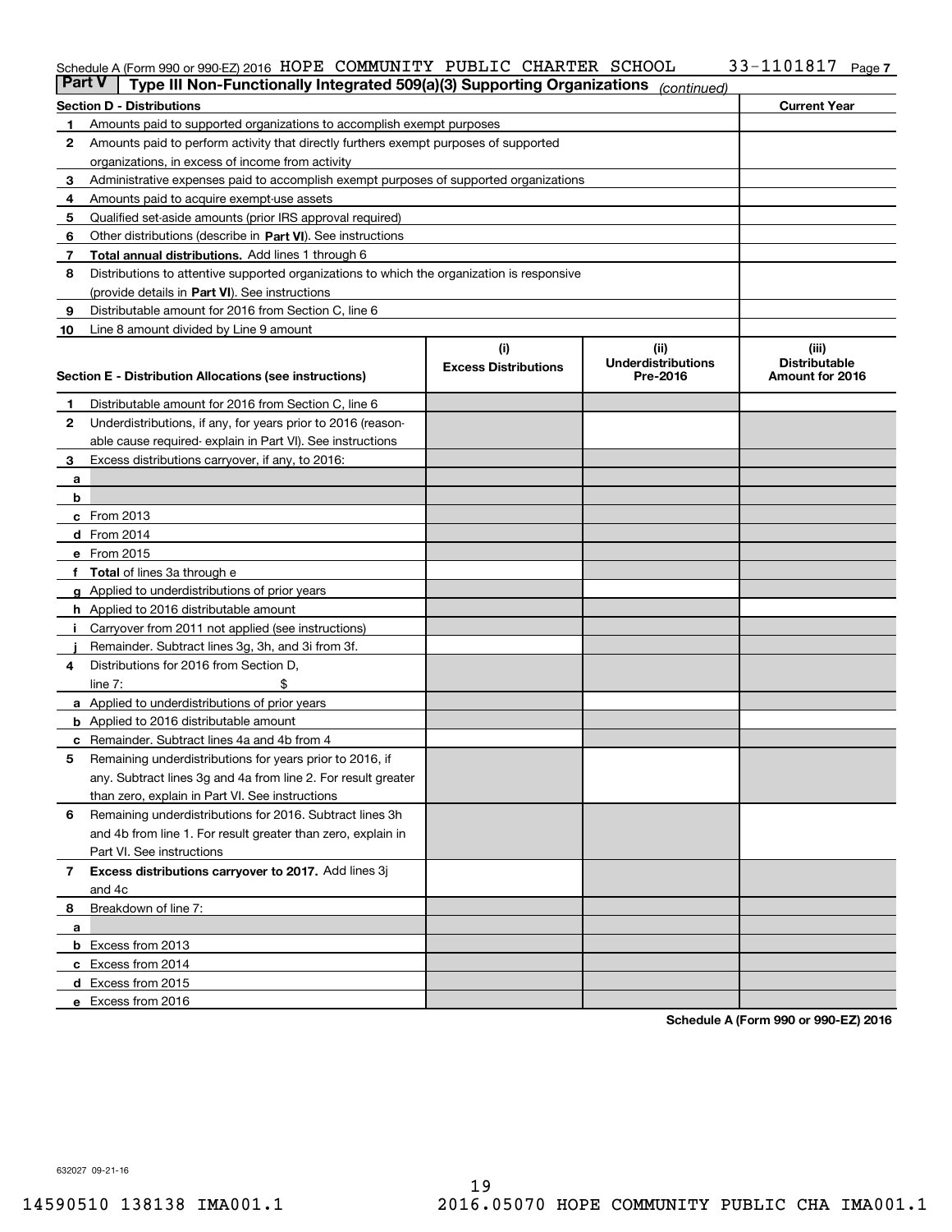Schedule A (Form 990 or 990-EZ) 2016 HOPE COMMUNITY PUBLIC CHARTER SCHOOL 33-1101817 Page 7

**Part V** | **Type III Non-Functionally Integrated 509(a)(3) Supporting Organizations** *(continued)*

| **Section D - Distributions** | | **Current Year** |
|---|---|---|
| **1** | Amounts paid to supported organizations to accomplish exempt purposes | |
| **2** | Amounts paid to perform activity that directly furthers exempt purposes of supported organizations, in excess of income from activity | |
| **3** | Administrative expenses paid to accomplish exempt purposes of supported organizations | |
| **4** | Amounts paid to acquire exempt-use assets | |
| **5** | Qualified set-aside amounts (prior IRS approval required) | |
| **6** | Other distributions (describe in **Part VI**). See instructions | |
| **7** | **Total annual distributions.** Add lines 1 through 6 | |
| **8** | Distributions to attentive supported organizations to which the organization is responsive (provide details in **Part VI**). See instructions | |
| **9** | Distributable amount for 2016 from Section C, line 6 | |
| **10** | Line 8 amount divided by Line 9 amount | |

| **Section E - Distribution Allocations (see instructions)** | | **(i) Excess Distributions** | **(ii) Underdistributions Pre-2016** | **(iii) Distributable Amount for 2016** |
|---|---|---|---|---|
| **1** | Distributable amount for 2016 from Section C, line 6 | | | |
| **2** | Underdistributions, if any, for years prior to 2016 (reasonable cause required- explain in Part VI). See instructions | | | |
| **3** | Excess distributions carryover, if any, to 2016: | | | |
| **a** | | | | |
| **b** | | | | |
| **c** | From 2013 | | | |
| **d** | From 2014 | | | |
| **e** | From 2015 | | | |
| **f** | **Total** of lines 3a through e | | | |
| **g** | Applied to underdistributions of prior years | | | |
| **h** | Applied to 2016 distributable amount | | | |
| **i** | Carryover from 2011 not applied (see instructions) | | | |
| **j** | Remainder. Subtract lines 3g, 3h, and 3i from 3f. | | | |
| **4** | Distributions for 2016 from Section D, line 7: $ | | | |
| **a** | Applied to underdistributions of prior years | | | |
| **b** | Applied to 2016 distributable amount | | | |
| **c** | Remainder. Subtract lines 4a and 4b from 4 | | | |
| **5** | Remaining underdistributions for years prior to 2016, if any. Subtract lines 3g and 4a from line 2. For result greater than zero, explain in Part VI. See instructions | | | |
| **6** | Remaining underdistributions for 2016. Subtract lines 3h and 4b from line 1. For result greater than zero, explain in Part VI. See instructions | | | |
| **7** | **Excess distributions carryover to 2017.** Add lines 3j and 4c | | | |
| **8** | Breakdown of line 7: | | | |
| **a** | | | | |
| **b** | Excess from 2013 | | | |
| **c** | Excess from 2014 | | | |
| **d** | Excess from 2015 | | | |
| **e** | Excess from 2016 | | | |

**Schedule A (Form 990 or 990-EZ) 2016**

632027 09-21-16

14590510 138138 IMA001.1 2016.05070 HOPE COMMUNITY PUBLIC CHA IMA001.1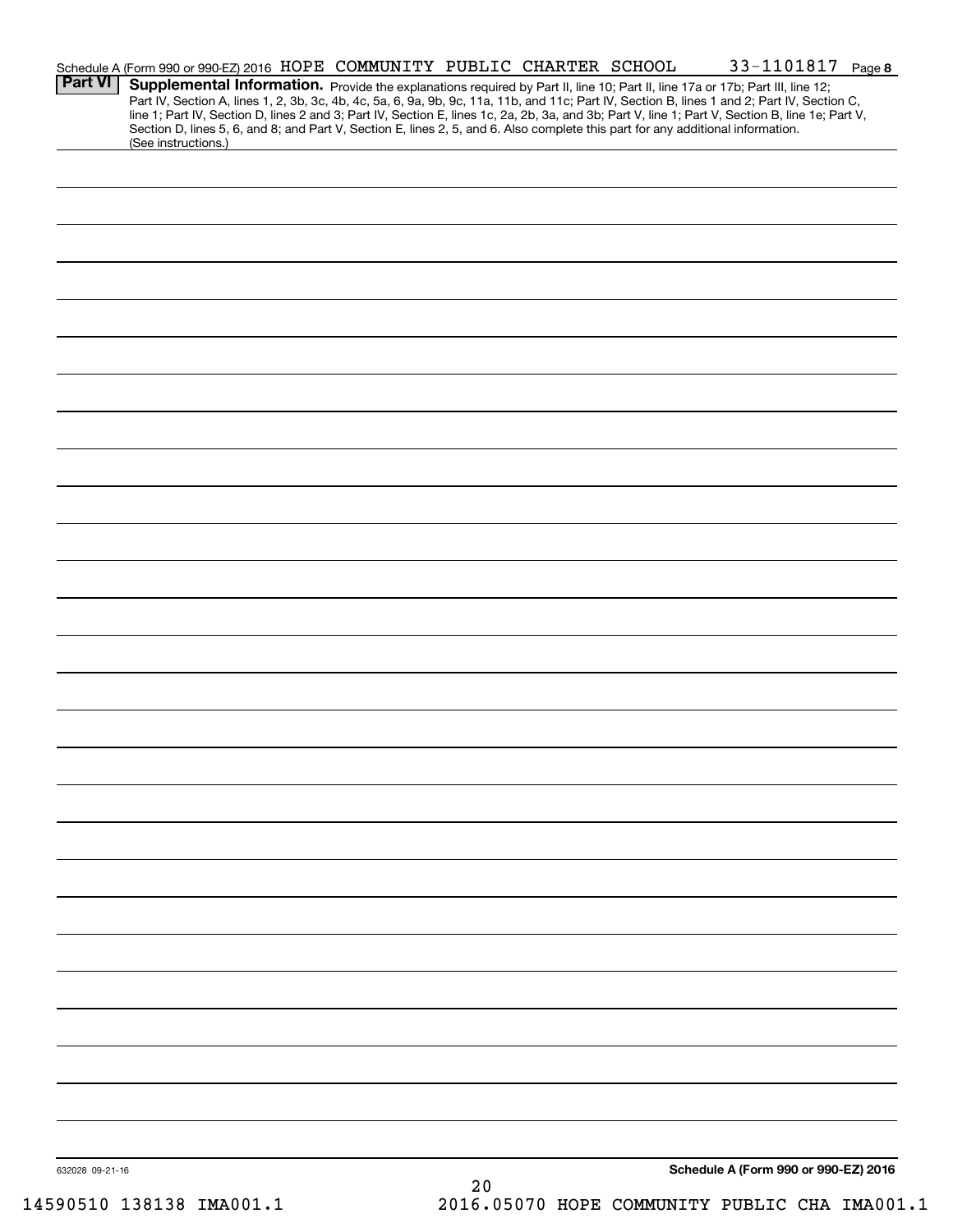Schedule A (Form 990 or 990-EZ) 2016 HOPE COMMUNITY PUBLIC CHARTER SCHOOL 33-1101817 Page 8

## Part VI Supplemental Information.

Provide the explanations required by Part II, line 10; Part II, line 17a or 17b; Part III, line 12; Part IV, Section A, lines 1, 2, 3b, 3c, 4b, 4c, 5a, 6, 9a, 9b, 9c, 11a, 11b, and 11c; Part IV, Section B, lines 1 and 2; Part IV, Section C, line 1; Part IV, Section D, lines 2 and 3; Part IV, Section E, lines 1c, 2a, 2b, 3a, and 3b; Part V, line 1; Part V, Section B, line 1e; Part V, Section D, lines 5, 6, and 8; and Part V, Section E, lines 2, 5, and 6. Also complete this part for any additional information. (See instructions.)

632028 09-21-16

Schedule A (Form 990 or 990-EZ) 2016

14590510 138138 IMA001.1 2016.05070 HOPE COMMUNITY PUBLIC CHA IMA001.1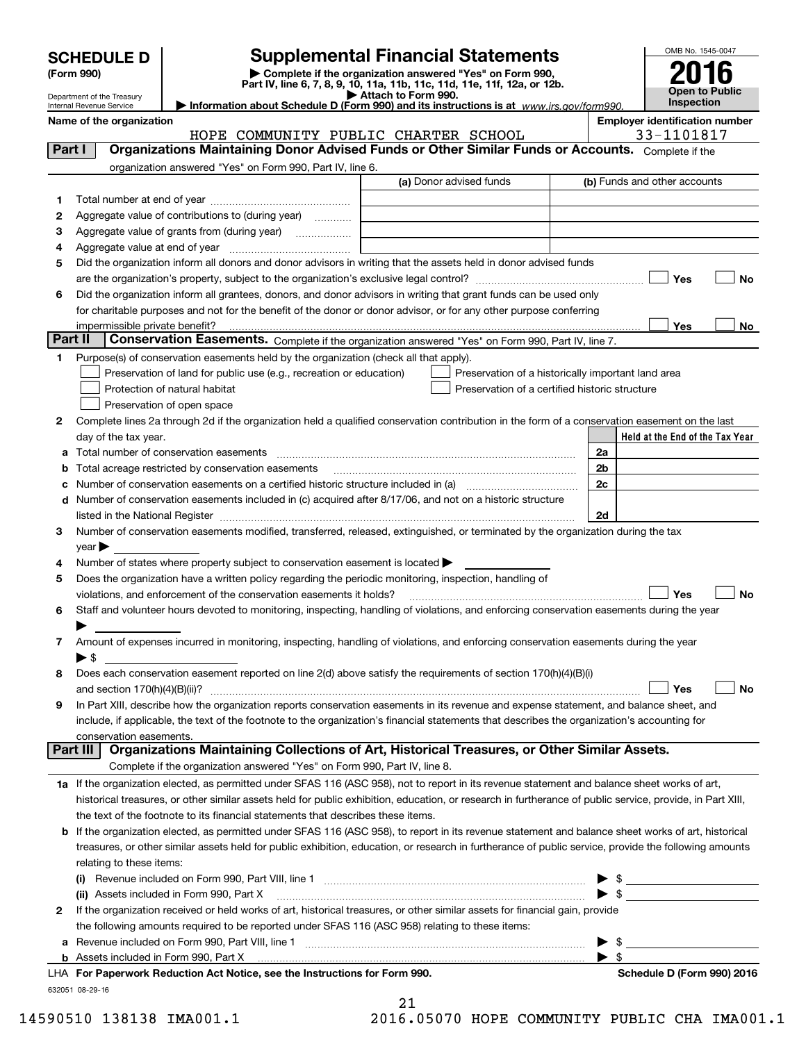# SCHEDULE D (Form 990)

Department of the Treasury
Internal Revenue Service

## Supplemental Financial Statements

▶ Complete if the organization answered "Yes" on Form 990, Part IV, line 6, 7, 8, 9, 10, 11a, 11b, 11c, 11d, 11e, 11f, 12a, or 12b.
▶ Attach to Form 990.
▶ Information about Schedule D (Form 990) and its instructions is at *www.irs.gov/form990.*

OMB No. 1545-0047

**2016**

**Open to Public Inspection**

**Name of the organization:** HOPE COMMUNITY PUBLIC CHARTER SCHOOL

**Employer identification number:** 33-1101817

## Part I — Organizations Maintaining Donor Advised Funds or Other Similar Funds or Accounts.

Complete if the organization answered "Yes" on Form 990, Part IV, line 6.

| | | (a) Donor advised funds | (b) Funds and other accounts |
|---|---|---|---|
| 1 | Total number at end of year | | |
| 2 | Aggregate value of contributions to (during year) | | |
| 3 | Aggregate value of grants from (during year) | | |
| 4 | Aggregate value at end of year | | |

5 Did the organization inform all donors and donor advisors in writing that the assets held in donor advised funds are the organization's property, subject to the organization's exclusive legal control? ☐ Yes ☐ No

6 Did the organization inform all grantees, donors, and donor advisors in writing that grant funds can be used only for charitable purposes and not for the benefit of the donor or donor advisor, or for any other purpose conferring impermissible private benefit? ☐ Yes ☐ No

## Part II — Conservation Easements.

Complete if the organization answered "Yes" on Form 990, Part IV, line 7.

1 Purpose(s) of conservation easements held by the organization (check all that apply).

- ☐ Preservation of land for public use (e.g., recreation or education)
- ☐ Protection of natural habitat
- ☐ Preservation of open space
- ☐ Preservation of a historically important land area
- ☐ Preservation of a certified historic structure

2 Complete lines 2a through 2d if the organization held a qualified conservation contribution in the form of a conservation easement on the last day of the tax year.

| | | | Held at the End of the Tax Year |
|---|---|---|---|
| a | Total number of conservation easements | 2a | |
| b | Total acreage restricted by conservation easements | 2b | |
| c | Number of conservation easements on a certified historic structure included in (a) | 2c | |
| d | Number of conservation easements included in (c) acquired after 8/17/06, and not on a historic structure listed in the National Register | 2d | |

3 Number of conservation easements modified, transferred, released, extinguished, or terminated by the organization during the tax year ▶

4 Number of states where property subject to conservation easement is located ▶

5 Does the organization have a written policy regarding the periodic monitoring, inspection, handling of violations, and enforcement of the conservation easements it holds? ☐ Yes ☐ No

6 Staff and volunteer hours devoted to monitoring, inspecting, handling of violations, and enforcing conservation easements during the year ▶

7 Amount of expenses incurred in monitoring, inspecting, handling of violations, and enforcing conservation easements during the year ▶ $

8 Does each conservation easement reported on line 2(d) above satisfy the requirements of section 170(h)(4)(B)(i) and section 170(h)(4)(B)(ii)? ☐ Yes ☐ No

9 In Part XIII, describe how the organization reports conservation easements in its revenue and expense statement, and balance sheet, and include, if applicable, the text of the footnote to the organization's financial statements that describes the organization's accounting for conservation easements.

## Part III — Organizations Maintaining Collections of Art, Historical Treasures, or Other Similar Assets.

Complete if the organization answered "Yes" on Form 990, Part IV, line 8.

1a If the organization elected, as permitted under SFAS 116 (ASC 958), not to report in its revenue statement and balance sheet works of art, historical treasures, or other similar assets held for public exhibition, education, or research in furtherance of public service, provide, in Part XIII, the text of the footnote to its financial statements that describes these items.

b If the organization elected, as permitted under SFAS 116 (ASC 958), to report in its revenue statement and balance sheet works of art, historical treasures, or other similar assets held for public exhibition, education, or research in furtherance of public service, provide the following amounts relating to these items:

(i) Revenue included on Form 990, Part VIII, line 1 ▶ $

(ii) Assets included in Form 990, Part X ▶ $

2 If the organization received or held works of art, historical treasures, or other similar assets for financial gain, provide the following amounts required to be reported under SFAS 116 (ASC 958) relating to these items:

a Revenue included on Form 990, Part VIII, line 1 ▶ $

b Assets included in Form 990, Part X ▶ $

LHA For Paperwork Reduction Act Notice, see the Instructions for Form 990. Schedule D (Form 990) 2016

632051 08-29-16

14590510 138138 IMA001.1 2016.05070 HOPE COMMUNITY PUBLIC CHA IMA001.1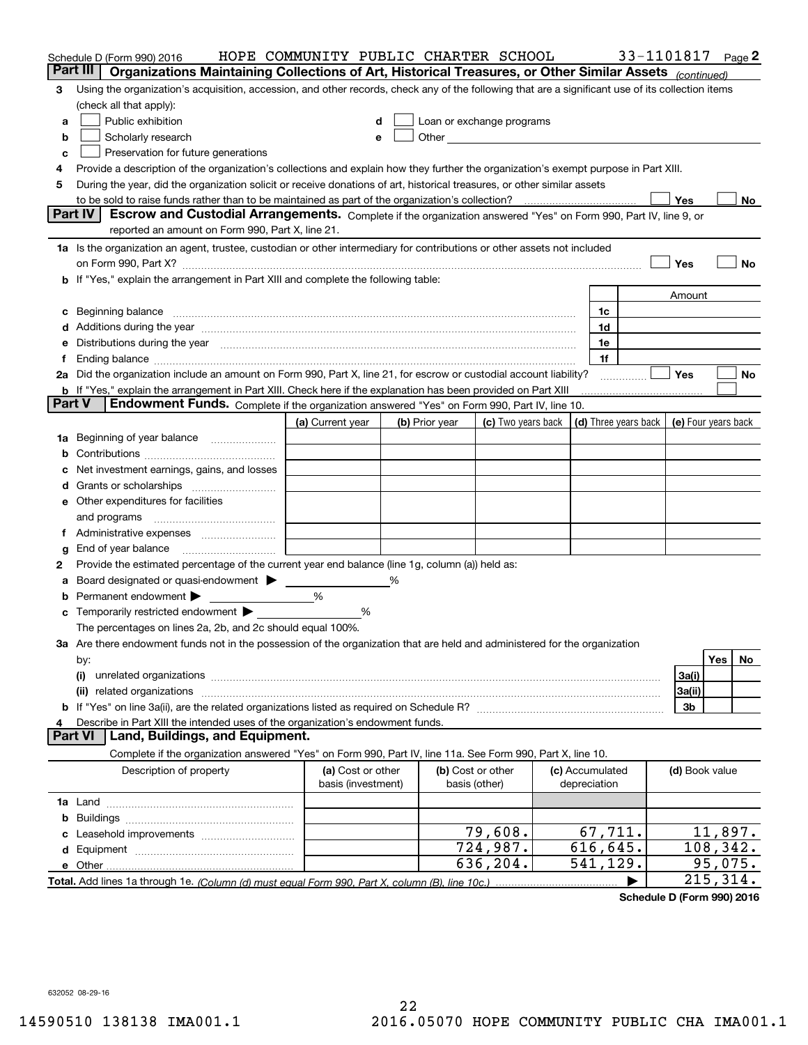Schedule D (Form 990) 2016 HOPE COMMUNITY PUBLIC CHARTER SCHOOL 33-1101817

## Part III Organizations Maintaining Collections of Art, Historical Treasures, or Other Similar Assets *(continued)*

**3** Using the organization's acquisition, accession, and other records, check any of the following that are a significant use of its collection items (check all that apply):

- **a** ☐ Public exhibition
- **b** ☐ Scholarly research
- **c** ☐ Preservation for future generations
- **d** ☐ Loan or exchange programs
- **e** ☐ Other

**4** Provide a description of the organization's collections and explain how they further the organization's exempt purpose in Part XIII.

**5** During the year, did the organization solicit or receive donations of art, historical treasures, or other similar assets to be sold to raise funds rather than to be maintained as part of the organization's collection? ☐ Yes ☐ No

## Part IV Escrow and Custodial Arrangements.

Complete if the organization answered "Yes" on Form 990, Part IV, line 9, or reported an amount on Form 990, Part X, line 21.

**1a** Is the organization an agent, trustee, custodian or other intermediary for contributions or other assets not included on Form 990, Part X? ☐ Yes ☐ No

**b** If "Yes," explain the arrangement in Part XIII and complete the following table:

| | | Amount |
|---|---|---|
| **c** Beginning balance | 1c | |
| **d** Additions during the year | 1d | |
| **e** Distributions during the year | 1e | |
| **f** Ending balance | 1f | |

**2a** Did the organization include an amount on Form 990, Part X, line 21, for escrow or custodial account liability? ☐ Yes ☐ No

**b** If "Yes," explain the arrangement in Part XIII. Check here if the explanation has been provided on Part XIII ☐

## Part V Endowment Funds.

Complete if the organization answered "Yes" on Form 990, Part IV, line 10.

| | (a) Current year | (b) Prior year | (c) Two years back | (d) Three years back | (e) Four years back |
|---|---|---|---|---|---|
| **1a** Beginning of year balance | | | | | |
| **b** Contributions | | | | | |
| **c** Net investment earnings, gains, and losses | | | | | |
| **d** Grants or scholarships | | | | | |
| **e** Other expenditures for facilities and programs | | | | | |
| **f** Administrative expenses | | | | | |
| **g** End of year balance | | | | | |

**2** Provide the estimated percentage of the current year end balance (line 1g, column (a)) held as:

- **a** Board designated or quasi-endowment ▶ ______ %
- **b** Permanent endowment ▶ ______ %
- **c** Temporarily restricted endowment ▶ ______ %

The percentages on lines 2a, 2b, and 2c should equal 100%.

**3a** Are there endowment funds not in the possession of the organization that are held and administered for the organization by:

| | | Yes | No |
|---|---|---|---|
| **(i)** unrelated organizations | 3a(i) | | |
| **(ii)** related organizations | 3a(ii) | | |
| **b** If "Yes" on line 3a(ii), are the related organizations listed as required on Schedule R? | 3b | | |

**4** Describe in Part XIII the intended uses of the organization's endowment funds.

## Part VI Land, Buildings, and Equipment.

Complete if the organization answered "Yes" on Form 990, Part IV, line 11a. See Form 990, Part X, line 10.

| Description of property | (a) Cost or other basis (investment) | (b) Cost or other basis (other) | (c) Accumulated depreciation | (d) Book value |
|---|---|---|---|---|
| **1a** Land | | | | |
| **b** Buildings | | | | |
| **c** Leasehold improvements | | 79,608. | 67,711. | 11,897. |
| **d** Equipment | | 724,987. | 616,645. | 108,342. |
| **e** Other | | 636,204. | 541,129. | 95,075. |
| **Total.** Add lines 1a through 1e. *(Column (d) must equal Form 990, Part X, column (B), line 10c.)* | | | ▶ | 215,314. |

**Schedule D (Form 990) 2016**

632052 08-29-16

14590510 138138 IMA001.1 2016.05070 HOPE COMMUNITY PUBLIC CHA IMA001.1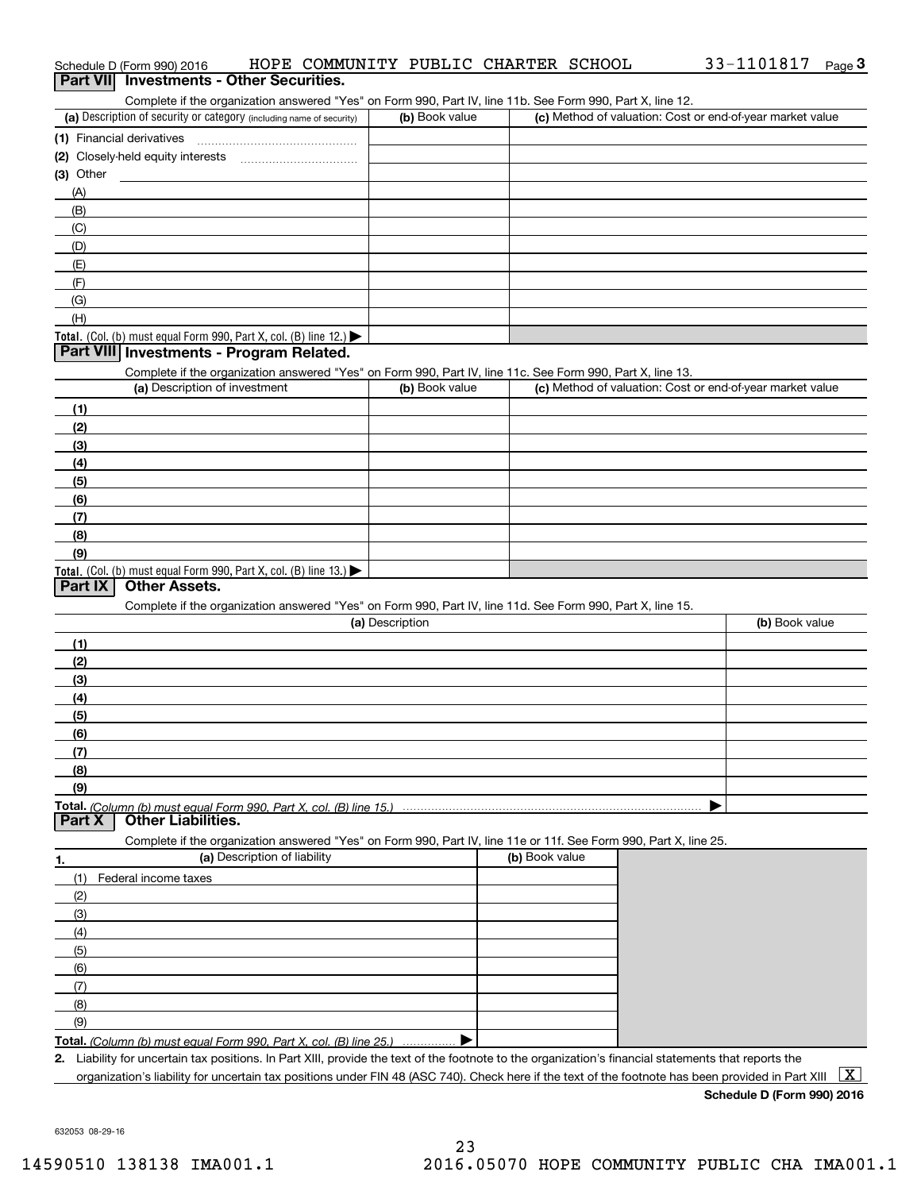Schedule D (Form 990) 2016 HOPE COMMUNITY PUBLIC CHARTER SCHOOL 33-1101817 Page 3

## Part VII Investments - Other Securities.

Complete if the organization answered "Yes" on Form 990, Part IV, line 11b. See Form 990, Part X, line 12.

| (a) Description of security or category (including name of security) | (b) Book value | (c) Method of valuation: Cost or end-of-year market value |
|---|---|---|
| (1) Financial derivatives | | |
| (2) Closely-held equity interests | | |
| (3) Other | | |
| (A) | | |
| (B) | | |
| (C) | | |
| (D) | | |
| (E) | | |
| (F) | | |
| (G) | | |
| (H) | | |
| **Total.** (Col. (b) must equal Form 990, Part X, col. (B) line 12.) ▶ | | |

## Part VIII Investments - Program Related.

Complete if the organization answered "Yes" on Form 990, Part IV, line 11c. See Form 990, Part X, line 13.

| (a) Description of investment | (b) Book value | (c) Method of valuation: Cost or end-of-year market value |
|---|---|---|
| (1) | | |
| (2) | | |
| (3) | | |
| (4) | | |
| (5) | | |
| (6) | | |
| (7) | | |
| (8) | | |
| (9) | | |
| **Total.** (Col. (b) must equal Form 990, Part X, col. (B) line 13.) ▶ | | |

## Part IX Other Assets.

Complete if the organization answered "Yes" on Form 990, Part IV, line 11d. See Form 990, Part X, line 15.

| (a) Description | (b) Book value |
|---|---|
| (1) | |
| (2) | |
| (3) | |
| (4) | |
| (5) | |
| (6) | |
| (7) | |
| (8) | |
| (9) | |
| **Total.** *(Column (b) must equal Form 990, Part X, col. (B) line 15.)* ▶ | |

## Part X Other Liabilities.

Complete if the organization answered "Yes" on Form 990, Part IV, line 11e or 11f. See Form 990, Part X, line 25.

| 1. (a) Description of liability | (b) Book value |
|---|---|
| (1) Federal income taxes | |
| (2) | |
| (3) | |
| (4) | |
| (5) | |
| (6) | |
| (7) | |
| (8) | |
| (9) | |
| **Total.** *(Column (b) must equal Form 990, Part X, col. (B) line 25.)* ▶ | |

**2.** Liability for uncertain tax positions. In Part XIII, provide the text of the footnote to the organization's financial statements that reports the organization's liability for uncertain tax positions under FIN 48 (ASC 740). Check here if the text of the footnote has been provided in Part XIII [X]

**Schedule D (Form 990) 2016**

632053 08-29-16

14590510 138138 IMA001.1 2016.05070 HOPE COMMUNITY PUBLIC CHA IMA001.1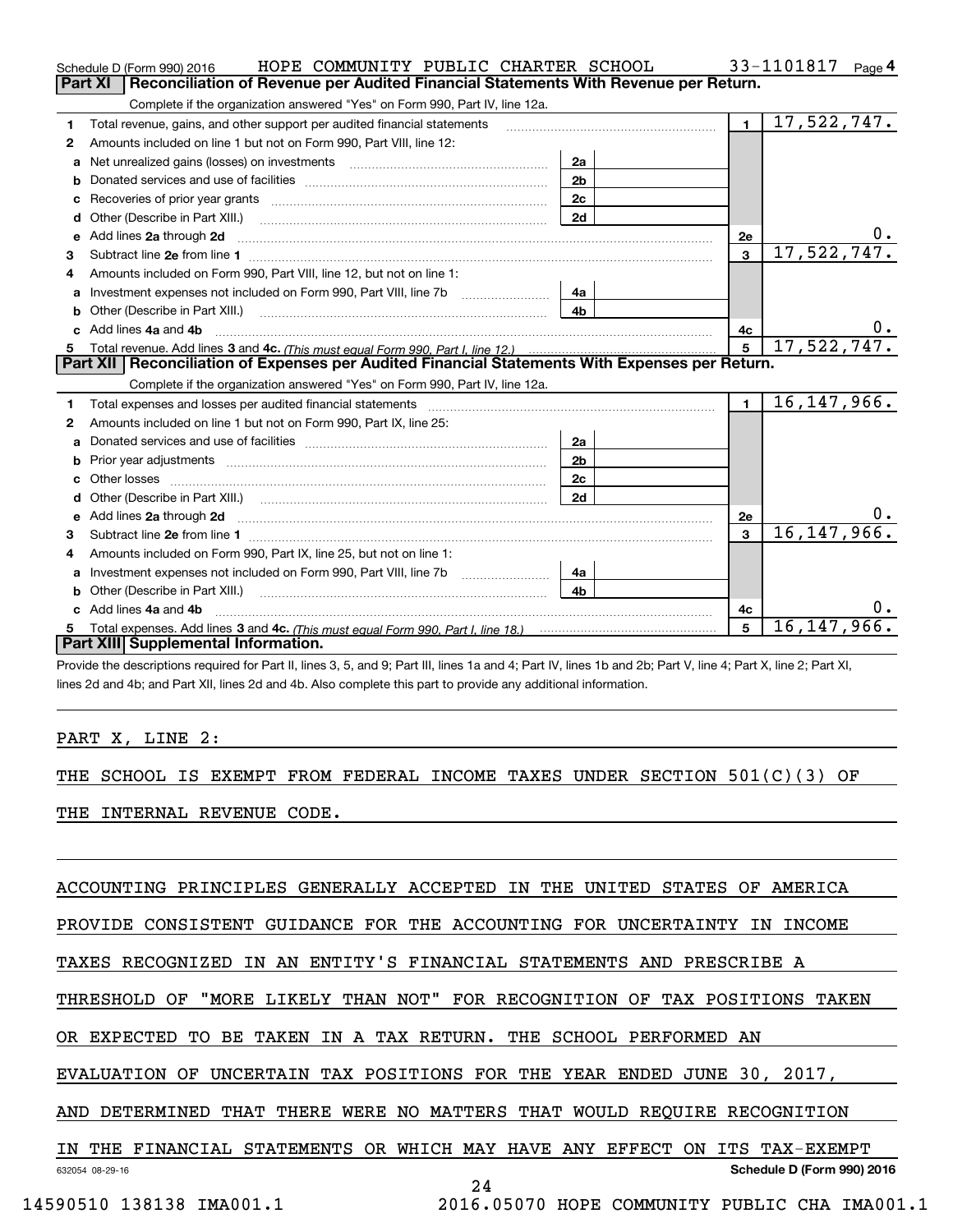Schedule D (Form 990) 2016 HOPE COMMUNITY PUBLIC CHARTER SCHOOL 33-1101817 Page 4

## Part XI Reconciliation of Revenue per Audited Financial Statements With Revenue per Return.

Complete if the organization answered "Yes" on Form 990, Part IV, line 12a.

| | | | | | |
|---|---|---|---|---|---|
| 1 | Total revenue, gains, and other support per audited financial statements | | | 1 | 17,522,747. |
| 2 | Amounts included on line 1 but not on Form 990, Part VIII, line 12: | | | | |
| a | Net unrealized gains (losses) on investments | 2a | | | |
| b | Donated services and use of facilities | 2b | | | |
| c | Recoveries of prior year grants | 2c | | | |
| d | Other (Describe in Part XIII.) | 2d | | | |
| e | Add lines 2a through 2d | | | 2e | 0. |
| 3 | Subtract line 2e from line 1 | | | 3 | 17,522,747. |
| 4 | Amounts included on Form 990, Part VIII, line 12, but not on line 1: | | | | |
| a | Investment expenses not included on Form 990, Part VIII, line 7b | 4a | | | |
| b | Other (Describe in Part XIII.) | 4b | | | |
| c | Add lines 4a and 4b | | | 4c | 0. |
| 5 | Total revenue. Add lines 3 and 4c. *(This must equal Form 990, Part I, line 12.)* | | | 5 | 17,522,747. |

## Part XII Reconciliation of Expenses per Audited Financial Statements With Expenses per Return.

Complete if the organization answered "Yes" on Form 990, Part IV, line 12a.

| | | | | | |
|---|---|---|---|---|---|
| 1 | Total expenses and losses per audited financial statements | | | 1 | 16,147,966. |
| 2 | Amounts included on line 1 but not on Form 990, Part IX, line 25: | | | | |
| a | Donated services and use of facilities | 2a | | | |
| b | Prior year adjustments | 2b | | | |
| c | Other losses | 2c | | | |
| d | Other (Describe in Part XIII.) | 2d | | | |
| e | Add lines 2a through 2d | | | 2e | 0. |
| 3 | Subtract line 2e from line 1 | | | 3 | 16,147,966. |
| 4 | Amounts included on Form 990, Part IX, line 25, but not on line 1: | | | | |
| a | Investment expenses not included on Form 990, Part VIII, line 7b | 4a | | | |
| b | Other (Describe in Part XIII.) | 4b | | | |
| c | Add lines 4a and 4b | | | 4c | 0. |
| 5 | Total expenses. Add lines 3 and 4c. *(This must equal Form 990, Part I, line 18.)* | | | 5 | 16,147,966. |

## Part XIII Supplemental Information.

Provide the descriptions required for Part II, lines 3, 5, and 9; Part III, lines 1a and 4; Part IV, lines 1b and 2b; Part V, line 4; Part X, line 2; Part XI, lines 2d and 4b; and Part XII, lines 2d and 4b. Also complete this part to provide any additional information.

PART X, LINE 2:

THE SCHOOL IS EXEMPT FROM FEDERAL INCOME TAXES UNDER SECTION 501(C)(3) OF THE INTERNAL REVENUE CODE.

ACCOUNTING PRINCIPLES GENERALLY ACCEPTED IN THE UNITED STATES OF AMERICA PROVIDE CONSISTENT GUIDANCE FOR THE ACCOUNTING FOR UNCERTAINTY IN INCOME TAXES RECOGNIZED IN AN ENTITY'S FINANCIAL STATEMENTS AND PRESCRIBE A THRESHOLD OF "MORE LIKELY THAN NOT" FOR RECOGNITION OF TAX POSITIONS TAKEN OR EXPECTED TO BE TAKEN IN A TAX RETURN. THE SCHOOL PERFORMED AN EVALUATION OF UNCERTAIN TAX POSITIONS FOR THE YEAR ENDED JUNE 30, 2017, AND DETERMINED THAT THERE WERE NO MATTERS THAT WOULD REQUIRE RECOGNITION IN THE FINANCIAL STATEMENTS OR WHICH MAY HAVE ANY EFFECT ON ITS TAX-EXEMPT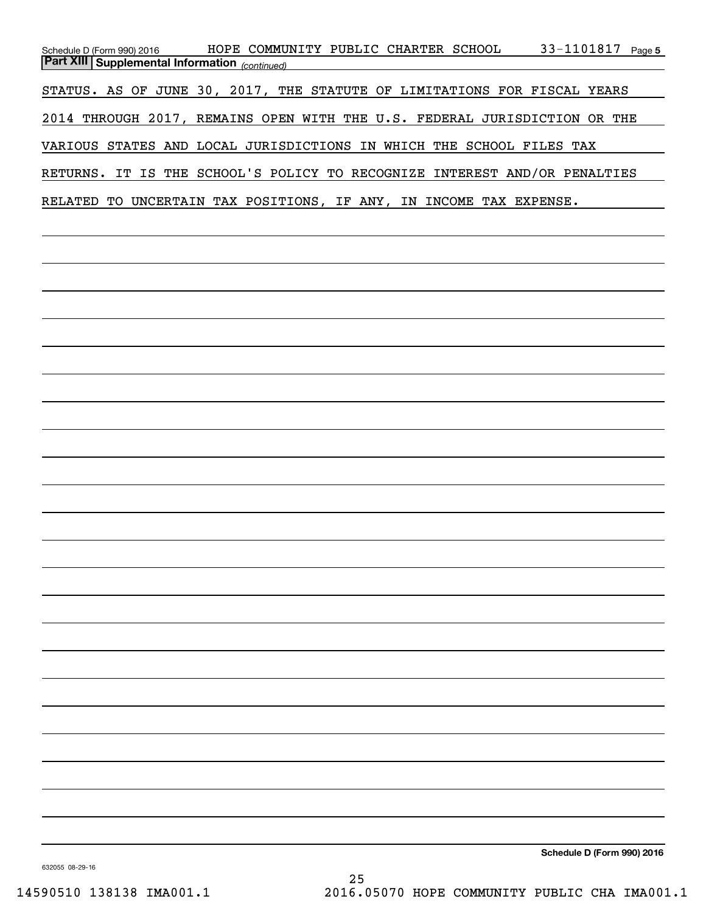**Part XIII | Supplemental Information** *(continued)*

STATUS. AS OF JUNE 30, 2017, THE STATUTE OF LIMITATIONS FOR FISCAL YEARS 2014 THROUGH 2017, REMAINS OPEN WITH THE U.S. FEDERAL JURISDICTION OR THE VARIOUS STATES AND LOCAL JURISDICTIONS IN WHICH THE SCHOOL FILES TAX RETURNS. IT IS THE SCHOOL'S POLICY TO RECOGNIZE INTEREST AND/OR PENALTIES RELATED TO UNCERTAIN TAX POSITIONS, IF ANY, IN INCOME TAX EXPENSE.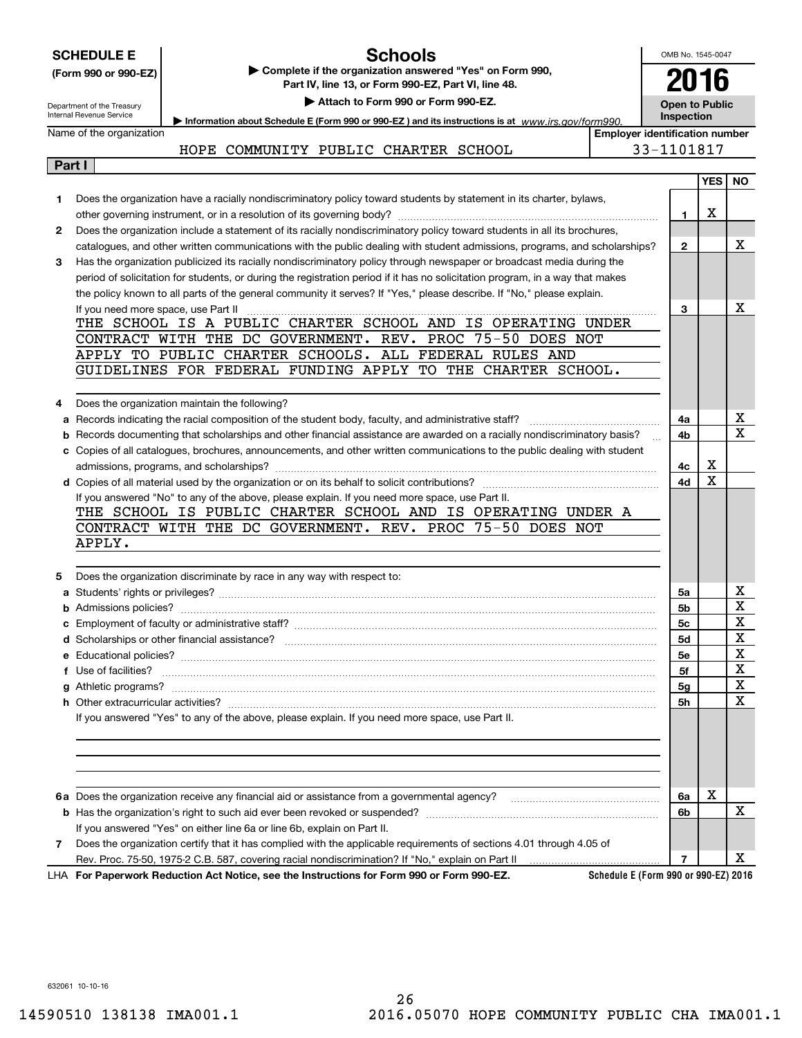**SCHEDULE E**
**(Form 990 or 990-EZ)**

Department of the Treasury
Internal Revenue Service

# Schools

▶ **Complete if the organization answered "Yes" on Form 990, Part IV, line 13, or Form 990-EZ, Part VI, line 48.**
▶ **Attach to Form 990 or Form 990-EZ.**
▶ **Information about Schedule E (Form 990 or 990-EZ) and its instructions is at** *www.irs.gov/form990.*

OMB No. 1545-0047
**2016**
**Open to Public Inspection**

Name of the organization: HOPE COMMUNITY PUBLIC CHARTER SCHOOL

Employer identification number: 33-1101817

**Part I**

| | | | YES | NO |
|---|---|---|---|---|
| 1 | Does the organization have a racially nondiscriminatory policy toward students by statement in its charter, bylaws, other governing instrument, or in a resolution of its governing body? | 1 | X | |
| 2 | Does the organization include a statement of its racially nondiscriminatory policy toward students in all its brochures, catalogues, and other written communications with the public dealing with student admissions, programs, and scholarships? | 2 | | X |
| 3 | Has the organization publicized its racially nondiscriminatory policy through newspaper or broadcast media during the period of solicitation for students, or during the registration period if it has no solicitation program, in a way that makes the policy known to all parts of the general community it serves? If "Yes," please describe. If "No," please explain. If you need more space, use Part II | 3 | | X |

THE SCHOOL IS A PUBLIC CHARTER SCHOOL AND IS OPERATING UNDER CONTRACT WITH THE DC GOVERNMENT. REV. PROC 75-50 DOES NOT APPLY TO PUBLIC CHARTER SCHOOLS. ALL FEDERAL RULES AND GUIDELINES FOR FEDERAL FUNDING APPLY TO THE CHARTER SCHOOL.

| | | | YES | NO |
|---|---|---|---|---|
| 4 | Does the organization maintain the following? | | | |
| a | Records indicating the racial composition of the student body, faculty, and administrative staff? | 4a | | X |
| b | Records documenting that scholarships and other financial assistance are awarded on a racially nondiscriminatory basis? | 4b | | X |
| c | Copies of all catalogues, brochures, announcements, and other written communications to the public dealing with student admissions, programs, and scholarships? | 4c | X | |
| d | Copies of all material used by the organization or on its behalf to solicit contributions? | 4d | X | |

If you answered "No" to any of the above, please explain. If you need more space, use Part II.

THE SCHOOL IS PUBLIC CHARTER SCHOOL AND IS OPERATING UNDER A CONTRACT WITH THE DC GOVERNMENT. REV. PROC 75-50 DOES NOT APPLY.

| | | | YES | NO |
|---|---|---|---|---|
| 5 | Does the organization discriminate by race in any way with respect to: | | | |
| a | Students' rights or privileges? | 5a | | X |
| b | Admissions policies? | 5b | | X |
| c | Employment of faculty or administrative staff? | 5c | | X |
| d | Scholarships or other financial assistance? | 5d | | X |
| e | Educational policies? | 5e | | X |
| f | Use of facilities? | 5f | | X |
| g | Athletic programs? | 5g | | X |
| h | Other extracurricular activities? | 5h | | X |

If you answered "Yes" to any of the above, please explain. If you need more space, use Part II.

| | | | YES | NO |
|---|---|---|---|---|
| 6a | Does the organization receive any financial aid or assistance from a governmental agency? | 6a | X | |
| b | Has the organization's right to such aid ever been revoked or suspended? | 6b | | X |
| | If you answered "Yes" on either line 6a or line 6b, explain on Part II. | | | |
| 7 | Does the organization certify that it has complied with the applicable requirements of sections 4.01 through 4.05 of Rev. Proc. 75-50, 1975-2 C.B. 587, covering racial nondiscrimination? If "No," explain on Part II | 7 | | X |

LHA **For Paperwork Reduction Act Notice, see the Instructions for Form 990 or Form 990-EZ.** **Schedule E (Form 990 or 990-EZ) 2016**

632061 10-10-16

14590510 138138 IMA001.1 2016.05070 HOPE COMMUNITY PUBLIC CHA IMA001.1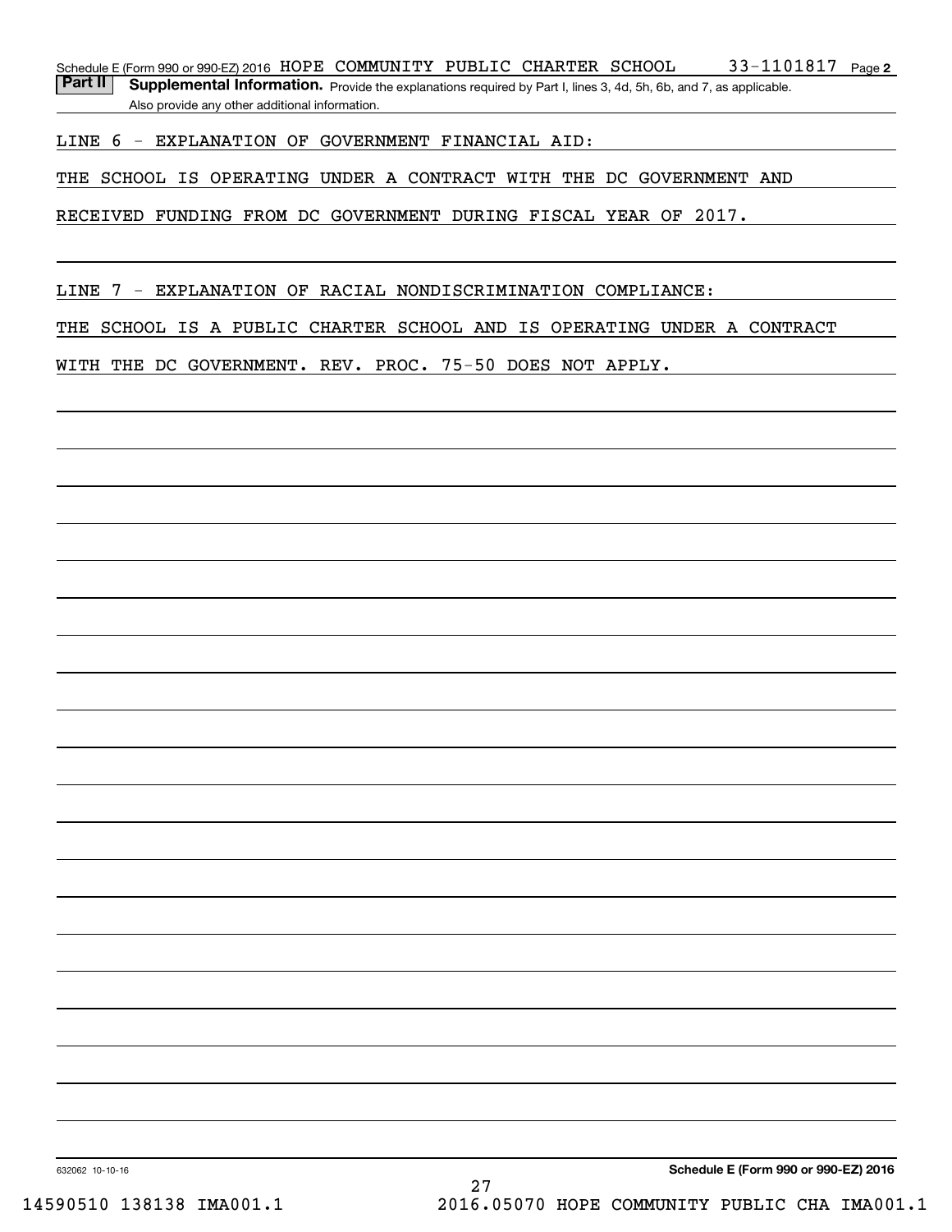Schedule E (Form 990 or 990-EZ) 2016 HOPE COMMUNITY PUBLIC CHARTER SCHOOL 33-1101817 Page 2

**Part II** **Supplemental Information.** Provide the explanations required by Part I, lines 3, 4d, 5h, 6b, and 7, as applicable. Also provide any other additional information.

LINE 6 - EXPLANATION OF GOVERNMENT FINANCIAL AID:

THE SCHOOL IS OPERATING UNDER A CONTRACT WITH THE DC GOVERNMENT AND RECEIVED FUNDING FROM DC GOVERNMENT DURING FISCAL YEAR OF 2017.

LINE 7 - EXPLANATION OF RACIAL NONDISCRIMINATION COMPLIANCE:

THE SCHOOL IS A PUBLIC CHARTER SCHOOL AND IS OPERATING UNDER A CONTRACT WITH THE DC GOVERNMENT. REV. PROC. 75-50 DOES NOT APPLY.

632062 10-10-16 **Schedule E (Form 990 or 990-EZ) 2016**

14590510 138138 IMA001.1 2016.05070 HOPE COMMUNITY PUBLIC CHA IMA001.1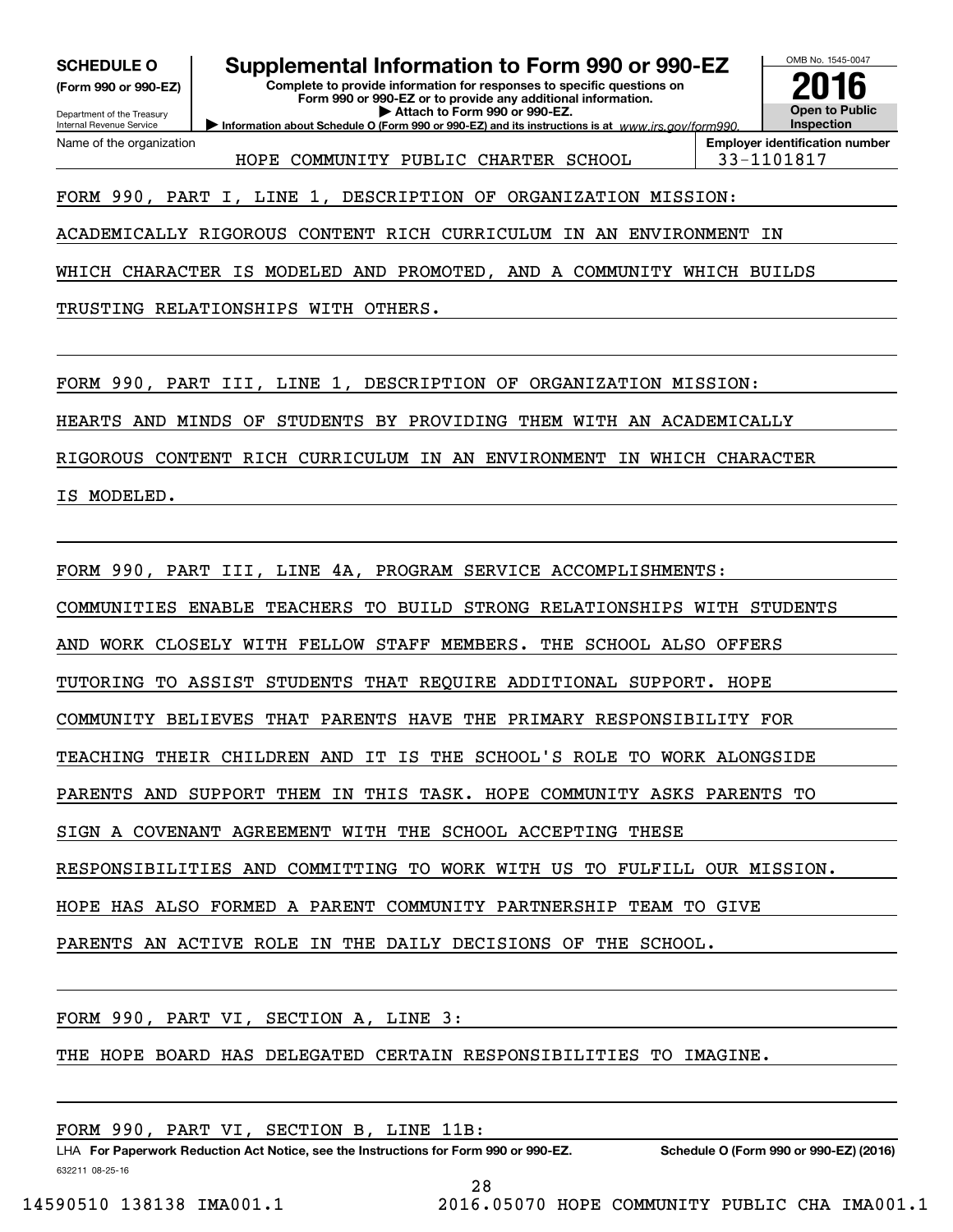**SCHEDULE O (Form 990 or 990-EZ)**

Department of the Treasury
Internal Revenue Service

# Supplemental Information to Form 990 or 990-EZ

**Complete to provide information for responses to specific questions on Form 990 or 990-EZ or to provide any additional information.**
**▶ Attach to Form 990 or 990-EZ.**
**▶ Information about Schedule O (Form 990 or 990-EZ) and its instructions is at** *www.irs.gov/form990.*

OMB No. 1545-0047

**2016**

**Open to Public Inspection**

| Name of the organization | Employer identification number |
|---|---|
| HOPE COMMUNITY PUBLIC CHARTER SCHOOL | 33-1101817 |

FORM 990, PART I, LINE 1, DESCRIPTION OF ORGANIZATION MISSION:

ACADEMICALLY RIGOROUS CONTENT RICH CURRICULUM IN AN ENVIRONMENT IN WHICH CHARACTER IS MODELED AND PROMOTED, AND A COMMUNITY WHICH BUILDS TRUSTING RELATIONSHIPS WITH OTHERS.

FORM 990, PART III, LINE 1, DESCRIPTION OF ORGANIZATION MISSION:

HEARTS AND MINDS OF STUDENTS BY PROVIDING THEM WITH AN ACADEMICALLY RIGOROUS CONTENT RICH CURRICULUM IN AN ENVIRONMENT IN WHICH CHARACTER IS MODELED.

FORM 990, PART III, LINE 4A, PROGRAM SERVICE ACCOMPLISHMENTS:

COMMUNITIES ENABLE TEACHERS TO BUILD STRONG RELATIONSHIPS WITH STUDENTS AND WORK CLOSELY WITH FELLOW STAFF MEMBERS. THE SCHOOL ALSO OFFERS TUTORING TO ASSIST STUDENTS THAT REQUIRE ADDITIONAL SUPPORT. HOPE COMMUNITY BELIEVES THAT PARENTS HAVE THE PRIMARY RESPONSIBILITY FOR TEACHING THEIR CHILDREN AND IT IS THE SCHOOL'S ROLE TO WORK ALONGSIDE PARENTS AND SUPPORT THEM IN THIS TASK. HOPE COMMUNITY ASKS PARENTS TO SIGN A COVENANT AGREEMENT WITH THE SCHOOL ACCEPTING THESE RESPONSIBILITIES AND COMMITTING TO WORK WITH US TO FULFILL OUR MISSION. HOPE HAS ALSO FORMED A PARENT COMMUNITY PARTNERSHIP TEAM TO GIVE PARENTS AN ACTIVE ROLE IN THE DAILY DECISIONS OF THE SCHOOL.

FORM 990, PART VI, SECTION A, LINE 3:

THE HOPE BOARD HAS DELEGATED CERTAIN RESPONSIBILITIES TO IMAGINE.

FORM 990, PART VI, SECTION B, LINE 11B:

LHA **For Paperwork Reduction Act Notice, see the Instructions for Form 990 or 990-EZ.** **Schedule O (Form 990 or 990-EZ) (2016)**

632211 08-25-16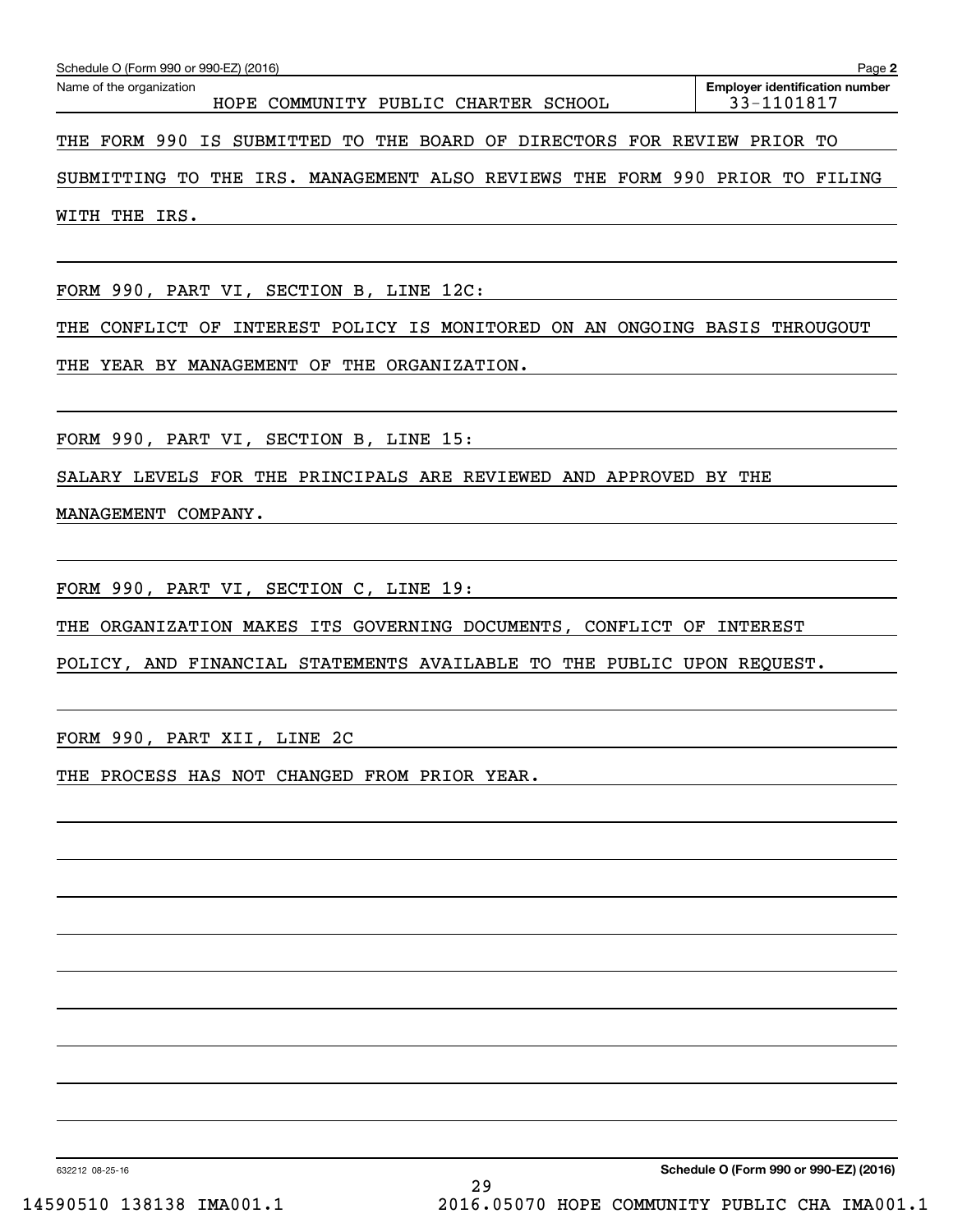Schedule O (Form 990 or 990-EZ) (2016) Page **2**

Name of the organization: HOPE COMMUNITY PUBLIC CHARTER SCHOOL

**Employer identification number**: 33-1101817

THE FORM 990 IS SUBMITTED TO THE BOARD OF DIRECTORS FOR REVIEW PRIOR TO SUBMITTING TO THE IRS. MANAGEMENT ALSO REVIEWS THE FORM 990 PRIOR TO FILING WITH THE IRS.

FORM 990, PART VI, SECTION B, LINE 12C:

THE CONFLICT OF INTEREST POLICY IS MONITORED ON AN ONGOING BASIS THROUGOUT THE YEAR BY MANAGEMENT OF THE ORGANIZATION.

FORM 990, PART VI, SECTION B, LINE 15:

SALARY LEVELS FOR THE PRINCIPALS ARE REVIEWED AND APPROVED BY THE MANAGEMENT COMPANY.

FORM 990, PART VI, SECTION C, LINE 19:

THE ORGANIZATION MAKES ITS GOVERNING DOCUMENTS, CONFLICT OF INTEREST POLICY, AND FINANCIAL STATEMENTS AVAILABLE TO THE PUBLIC UPON REQUEST.

FORM 990, PART XII, LINE 2C

THE PROCESS HAS NOT CHANGED FROM PRIOR YEAR.

632212 08-25-16

**Schedule O (Form 990 or 990-EZ) (2016)**

14590510 138138 IMA001.1 2016.05070 HOPE COMMUNITY PUBLIC CHA IMA001.1